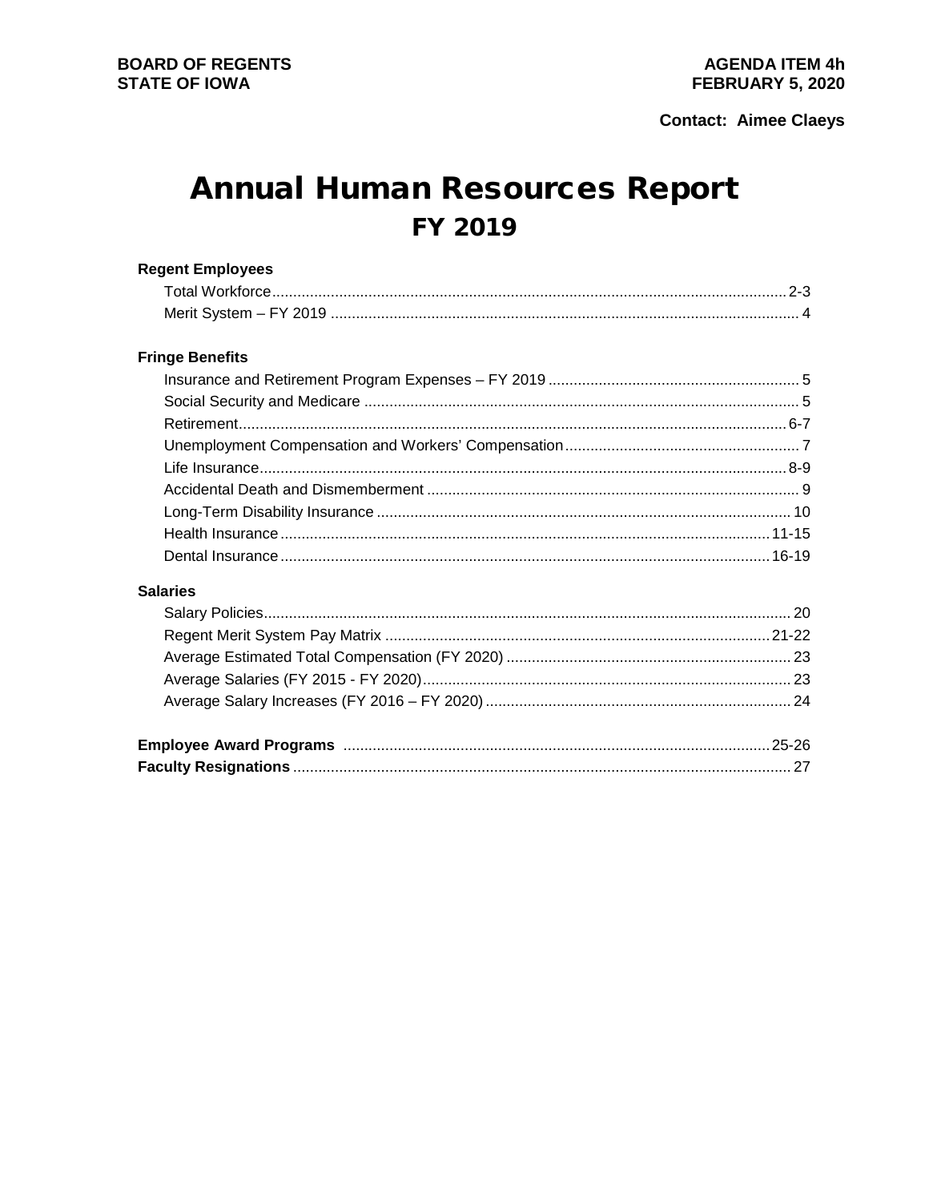**BOARD OF REGENTS**
**STATE OF IOWA**

**AGENDA ITEM 4h**
**FEBRUARY 5, 2020**

**Contact: Aimee Claeys**

# Annual Human Resources Report
## FY 2019

**Regent Employees**

- Total Workforce .......... 2-3
- Merit System – FY 2019 .......... 4

**Fringe Benefits**

- Insurance and Retirement Program Expenses – FY 2019 .......... 5
- Social Security and Medicare .......... 5
- Retirement .......... 6-7
- Unemployment Compensation and Workers' Compensation .......... 7
- Life Insurance .......... 8-9
- Accidental Death and Dismemberment .......... 9
- Long-Term Disability Insurance .......... 10
- Health Insurance .......... 11-15
- Dental Insurance .......... 16-19

**Salaries**

- Salary Policies .......... 20
- Regent Merit System Pay Matrix .......... 21-22
- Average Estimated Total Compensation (FY 2020) .......... 23
- Average Salaries (FY 2015 - FY 2020) .......... 23
- Average Salary Increases (FY 2016 – FY 2020) .......... 24

**Employee Award Programs** .......... 25-26
**Faculty Resignations** .......... 27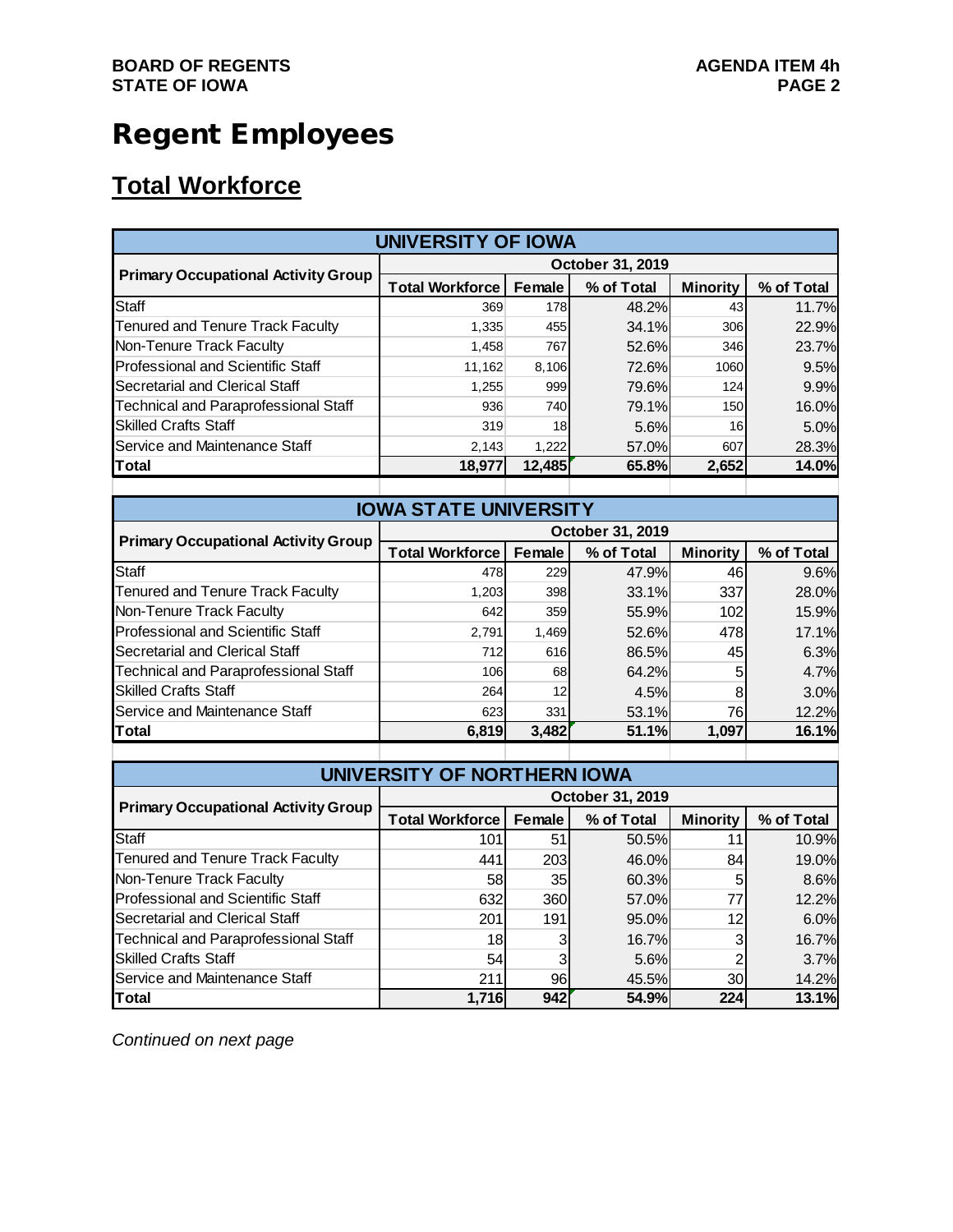# Regent Employees

## Total Workforce

| UNIVERSITY OF IOWA | | | | | |
|---|---|---|---|---|---|
| Primary Occupational Activity Group | October 31, 2019 | | | | |
| | Total Workforce | Female | % of Total | Minority | % of Total |
| Staff | 369 | 178 | 48.2% | 43 | 11.7% |
| Tenured and Tenure Track Faculty | 1,335 | 455 | 34.1% | 306 | 22.9% |
| Non-Tenure Track Faculty | 1,458 | 767 | 52.6% | 346 | 23.7% |
| Professional and Scientific Staff | 11,162 | 8,106 | 72.6% | 1060 | 9.5% |
| Secretarial and Clerical Staff | 1,255 | 999 | 79.6% | 124 | 9.9% |
| Technical and Paraprofessional Staff | 936 | 740 | 79.1% | 150 | 16.0% |
| Skilled Crafts Staff | 319 | 18 | 5.6% | 16 | 5.0% |
| Service and Maintenance Staff | 2,143 | 1,222 | 57.0% | 607 | 28.3% |
| **Total** | **18,977** | **12,485** | **65.8%** | **2,652** | **14.0%** |

| IOWA STATE UNIVERSITY | | | | | |
|---|---|---|---|---|---|
| Primary Occupational Activity Group | October 31, 2019 | | | | |
| | Total Workforce | Female | % of Total | Minority | % of Total |
| Staff | 478 | 229 | 47.9% | 46 | 9.6% |
| Tenured and Tenure Track Faculty | 1,203 | 398 | 33.1% | 337 | 28.0% |
| Non-Tenure Track Faculty | 642 | 359 | 55.9% | 102 | 15.9% |
| Professional and Scientific Staff | 2,791 | 1,469 | 52.6% | 478 | 17.1% |
| Secretarial and Clerical Staff | 712 | 616 | 86.5% | 45 | 6.3% |
| Technical and Paraprofessional Staff | 106 | 68 | 64.2% | 5 | 4.7% |
| Skilled Crafts Staff | 264 | 12 | 4.5% | 8 | 3.0% |
| Service and Maintenance Staff | 623 | 331 | 53.1% | 76 | 12.2% |
| **Total** | **6,819** | **3,482** | **51.1%** | **1,097** | **16.1%** |

| UNIVERSITY OF NORTHERN IOWA | | | | | |
|---|---|---|---|---|---|
| Primary Occupational Activity Group | October 31, 2019 | | | | |
| | Total Workforce | Female | % of Total | Minority | % of Total |
| Staff | 101 | 51 | 50.5% | 11 | 10.9% |
| Tenured and Tenure Track Faculty | 441 | 203 | 46.0% | 84 | 19.0% |
| Non-Tenure Track Faculty | 58 | 35 | 60.3% | 5 | 8.6% |
| Professional and Scientific Staff | 632 | 360 | 57.0% | 77 | 12.2% |
| Secretarial and Clerical Staff | 201 | 191 | 95.0% | 12 | 6.0% |
| Technical and Paraprofessional Staff | 18 | 3 | 16.7% | 3 | 16.7% |
| Skilled Crafts Staff | 54 | 3 | 5.6% | 2 | 3.7% |
| Service and Maintenance Staff | 211 | 96 | 45.5% | 30 | 14.2% |
| **Total** | **1,716** | **942** | **54.9%** | **224** | **13.1%** |

*Continued on next page*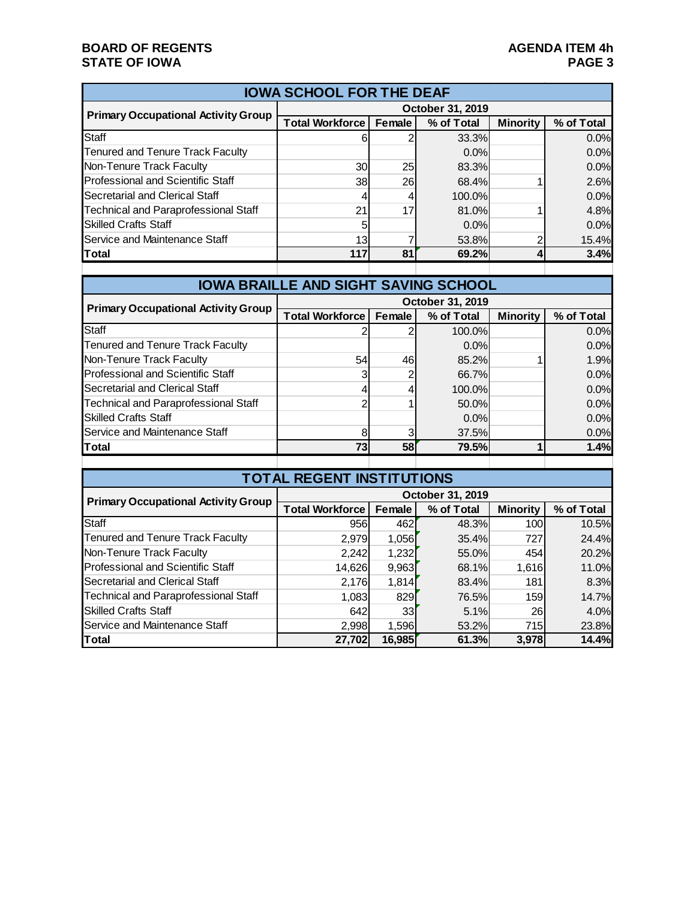## IOWA SCHOOL FOR THE DEAF

| Primary Occupational Activity Group | October 31, 2019 | | | | |
|---|---|---|---|---|---|
| | Total Workforce | Female | % of Total | Minority | % of Total |
| Staff | 6 | 2 | 33.3% | | 0.0% |
| Tenured and Tenure Track Faculty | | | 0.0% | | 0.0% |
| Non-Tenure Track Faculty | 30 | 25 | 83.3% | | 0.0% |
| Professional and Scientific Staff | 38 | 26 | 68.4% | 1 | 2.6% |
| Secretarial and Clerical Staff | 4 | 4 | 100.0% | | 0.0% |
| Technical and Paraprofessional Staff | 21 | 17 | 81.0% | 1 | 4.8% |
| Skilled Crafts Staff | 5 | | 0.0% | | 0.0% |
| Service and Maintenance Staff | 13 | 7 | 53.8% | 2 | 15.4% |
| **Total** | **117** | **81** | **69.2%** | **4** | **3.4%** |

## IOWA BRAILLE AND SIGHT SAVING SCHOOL

| Primary Occupational Activity Group | October 31, 2019 | | | | |
|---|---|---|---|---|---|
| | Total Workforce | Female | % of Total | Minority | % of Total |
| Staff | 2 | 2 | 100.0% | | 0.0% |
| Tenured and Tenure Track Faculty | | | 0.0% | | 0.0% |
| Non-Tenure Track Faculty | 54 | 46 | 85.2% | 1 | 1.9% |
| Professional and Scientific Staff | 3 | 2 | 66.7% | | 0.0% |
| Secretarial and Clerical Staff | 4 | 4 | 100.0% | | 0.0% |
| Technical and Paraprofessional Staff | 2 | 1 | 50.0% | | 0.0% |
| Skilled Crafts Staff | | | 0.0% | | 0.0% |
| Service and Maintenance Staff | 8 | 3 | 37.5% | | 0.0% |
| **Total** | **73** | **58** | **79.5%** | **1** | **1.4%** |

## TOTAL REGENT INSTITUTIONS

| Primary Occupational Activity Group | October 31, 2019 | | | | |
|---|---|---|---|---|---|
| | Total Workforce | Female | % of Total | Minority | % of Total |
| Staff | 956 | 462 | 48.3% | 100 | 10.5% |
| Tenured and Tenure Track Faculty | 2,979 | 1,056 | 35.4% | 727 | 24.4% |
| Non-Tenure Track Faculty | 2,242 | 1,232 | 55.0% | 454 | 20.2% |
| Professional and Scientific Staff | 14,626 | 9,963 | 68.1% | 1,616 | 11.0% |
| Secretarial and Clerical Staff | 2,176 | 1,814 | 83.4% | 181 | 8.3% |
| Technical and Paraprofessional Staff | 1,083 | 829 | 76.5% | 159 | 14.7% |
| Skilled Crafts Staff | 642 | 33 | 5.1% | 26 | 4.0% |
| Service and Maintenance Staff | 2,998 | 1,596 | 53.2% | 715 | 23.8% |
| **Total** | **27,702** | **16,985** | **61.3%** | **3,978** | **14.4%** |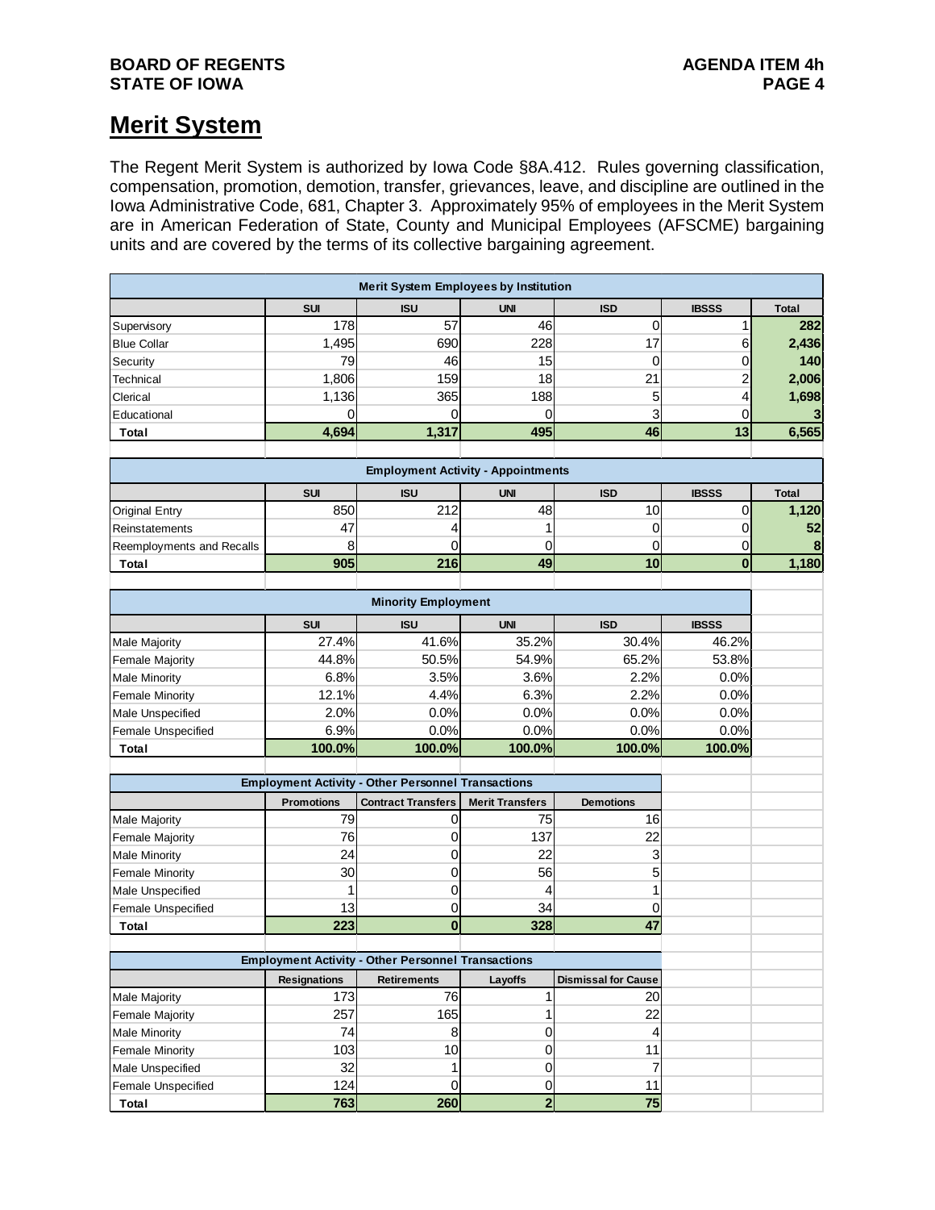## Merit System

The Regent Merit System is authorized by Iowa Code §8A.412. Rules governing classification, compensation, promotion, demotion, transfer, grievances, leave, and discipline are outlined in the Iowa Administrative Code, 681, Chapter 3. Approximately 95% of employees in the Merit System are in American Federation of State, County and Municipal Employees (AFSCME) bargaining units and are covered by the terms of its collective bargaining agreement.

**Merit System Employees by Institution**

| | SUI | ISU | UNI | ISD | IBSSS | Total |
|---|---|---|---|---|---|---|
| Supervisory | 178 | 57 | 46 | 0 | 1 | 282 |
| Blue Collar | 1,495 | 690 | 228 | 17 | 6 | 2,436 |
| Security | 79 | 46 | 15 | 0 | 0 | 140 |
| Technical | 1,806 | 159 | 18 | 21 | 2 | 2,006 |
| Clerical | 1,136 | 365 | 188 | 5 | 4 | 1,698 |
| Educational | 0 | 0 | 0 | 3 | 0 | 3 |
| **Total** | **4,694** | **1,317** | **495** | **46** | **13** | **6,565** |

**Employment Activity - Appointments**

| | SUI | ISU | UNI | ISD | IBSSS | Total |
|---|---|---|---|---|---|---|
| Original Entry | 850 | 212 | 48 | 10 | 0 | 1,120 |
| Reinstatements | 47 | 4 | 1 | 0 | 0 | 52 |
| Reemployments and Recalls | 8 | 0 | 0 | 0 | 0 | 8 |
| **Total** | **905** | **216** | **49** | **10** | **0** | **1,180** |

**Minority Employment**

| | SUI | ISU | UNI | ISD | IBSSS |
|---|---|---|---|---|---|
| Male Majority | 27.4% | 41.6% | 35.2% | 30.4% | 46.2% |
| Female Majority | 44.8% | 50.5% | 54.9% | 65.2% | 53.8% |
| Male Minority | 6.8% | 3.5% | 3.6% | 2.2% | 0.0% |
| Female Minority | 12.1% | 4.4% | 6.3% | 2.2% | 0.0% |
| Male Unspecified | 2.0% | 0.0% | 0.0% | 0.0% | 0.0% |
| Female Unspecified | 6.9% | 0.0% | 0.0% | 0.0% | 0.0% |
| **Total** | **100.0%** | **100.0%** | **100.0%** | **100.0%** | **100.0%** |

**Employment Activity - Other Personnel Transactions**

| | Promotions | Contract Transfers | Merit Transfers | Demotions |
|---|---|---|---|---|
| Male Majority | 79 | 0 | 75 | 16 |
| Female Majority | 76 | 0 | 137 | 22 |
| Male Minority | 24 | 0 | 22 | 3 |
| Female Minority | 30 | 0 | 56 | 5 |
| Male Unspecified | 1 | 0 | 4 | 1 |
| Female Unspecified | 13 | 0 | 34 | 0 |
| **Total** | **223** | **0** | **328** | **47** |

**Employment Activity - Other Personnel Transactions**

| | Resignations | Retirements | Layoffs | Dismissal for Cause |
|---|---|---|---|---|
| Male Majority | 173 | 76 | 1 | 20 |
| Female Majority | 257 | 165 | 1 | 22 |
| Male Minority | 74 | 8 | 0 | 4 |
| Female Minority | 103 | 10 | 0 | 11 |
| Male Unspecified | 32 | 1 | 0 | 7 |
| Female Unspecified | 124 | 0 | 0 | 11 |
| **Total** | **763** | **260** | **2** | **75** |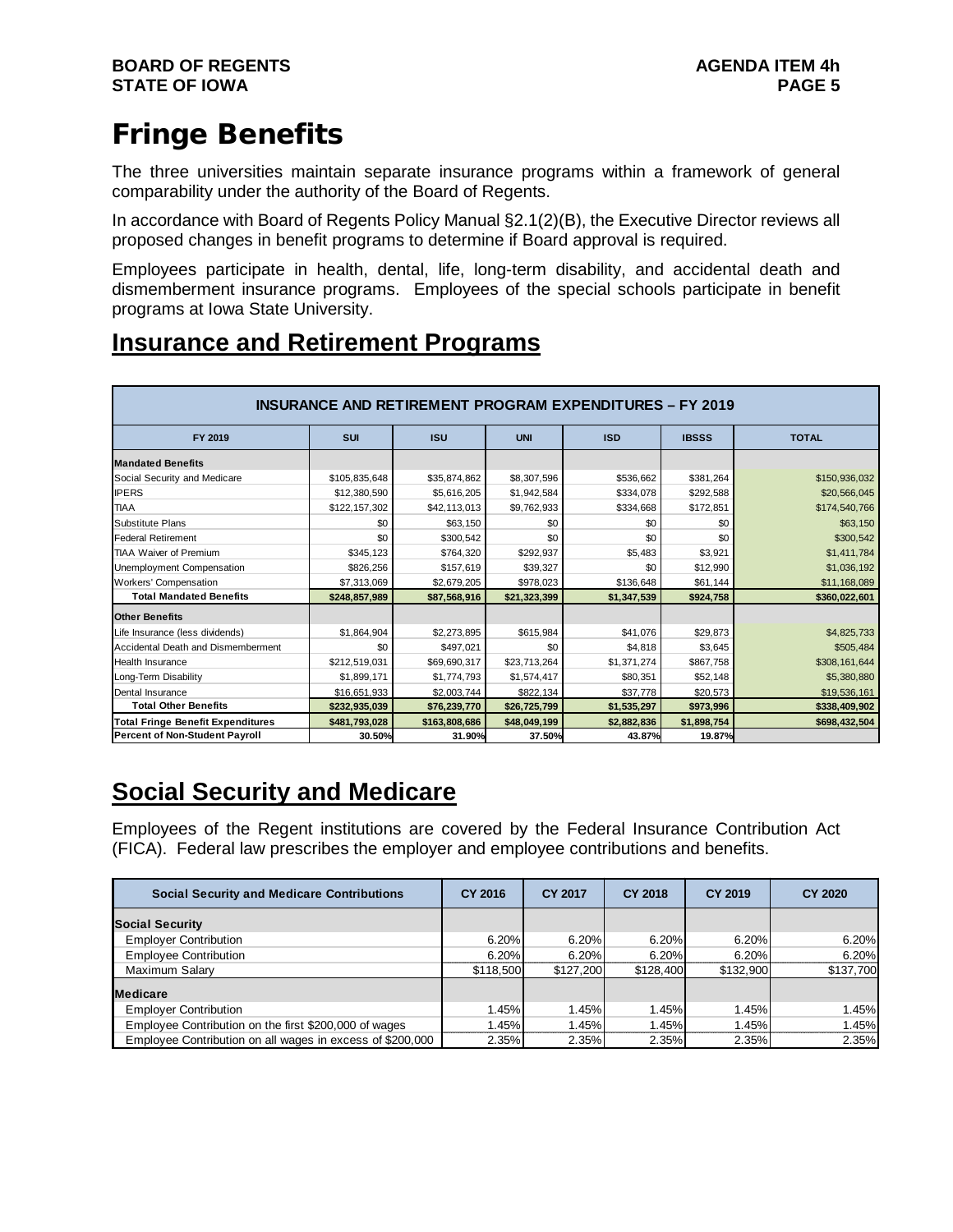# Fringe Benefits

The three universities maintain separate insurance programs within a framework of general comparability under the authority of the Board of Regents.

In accordance with Board of Regents Policy Manual §2.1(2)(B), the Executive Director reviews all proposed changes in benefit programs to determine if Board approval is required.

Employees participate in health, dental, life, long-term disability, and accidental death and dismemberment insurance programs. Employees of the special schools participate in benefit programs at Iowa State University.

## Insurance and Retirement Programs

| INSURANCE AND RETIREMENT PROGRAM EXPENDITURES – FY 2019 | | | | | | |
|---|---|---|---|---|---|---|
| **FY 2019** | **SUI** | **ISU** | **UNI** | **ISD** | **IBSSS** | **TOTAL** |
| **Mandated Benefits** | | | | | | |
| Social Security and Medicare | $105,835,648 | $35,874,862 | $8,307,596 | $536,662 | $381,264 | $150,936,032 |
| IPERS | $12,380,590 | $5,616,205 | $1,942,584 | $334,078 | $292,588 | $20,566,045 |
| TIAA | $122,157,302 | $42,113,013 | $9,762,933 | $334,668 | $172,851 | $174,540,766 |
| Substitute Plans | $0 | $63,150 | $0 | $0 | $0 | $63,150 |
| Federal Retirement | $0 | $300,542 | $0 | $0 | $0 | $300,542 |
| TIAA Waiver of Premium | $345,123 | $764,320 | $292,937 | $5,483 | $3,921 | $1,411,784 |
| Unemployment Compensation | $826,256 | $157,619 | $39,327 | $0 | $12,990 | $1,036,192 |
| Workers' Compensation | $7,313,069 | $2,679,205 | $978,023 | $136,648 | $61,144 | $11,168,089 |
| **Total Mandated Benefits** | **$248,857,989** | **$87,568,916** | **$21,323,399** | **$1,347,539** | **$924,758** | **$360,022,601** |
| **Other Benefits** | | | | | | |
| Life Insurance (less dividends) | $1,864,904 | $2,273,895 | $615,984 | $41,076 | $29,873 | $4,825,733 |
| Accidental Death and Dismemberment | $0 | $497,021 | $0 | $4,818 | $3,645 | $505,484 |
| Health Insurance | $212,519,031 | $69,690,317 | $23,713,264 | $1,371,274 | $867,758 | $308,161,644 |
| Long-Term Disability | $1,899,171 | $1,774,793 | $1,574,417 | $80,351 | $52,148 | $5,380,880 |
| Dental Insurance | $16,651,933 | $2,003,744 | $822,134 | $37,778 | $20,573 | $19,536,161 |
| **Total Other Benefits** | **$232,935,039** | **$76,239,770** | **$26,725,799** | **$1,535,297** | **$973,996** | **$338,409,902** |
| **Total Fringe Benefit Expenditures** | **$481,793,028** | **$163,808,686** | **$48,049,199** | **$2,882,836** | **$1,898,754** | **$698,432,504** |
| **Percent of Non-Student Payroll** | **30.50%** | **31.90%** | **37.50%** | **43.87%** | **19.87%** | |

## Social Security and Medicare

Employees of the Regent institutions are covered by the Federal Insurance Contribution Act (FICA). Federal law prescribes the employer and employee contributions and benefits.

| Social Security and Medicare Contributions | CY 2016 | CY 2017 | CY 2018 | CY 2019 | CY 2020 |
|---|---|---|---|---|---|
| **Social Security** | | | | | |
| Employer Contribution | 6.20% | 6.20% | 6.20% | 6.20% | 6.20% |
| Employee Contribution | 6.20% | 6.20% | 6.20% | 6.20% | 6.20% |
| Maximum Salary | $118,500 | $127,200 | $128,400 | $132,900 | $137,700 |
| **Medicare** | | | | | |
| Employer Contribution | 1.45% | 1.45% | 1.45% | 1.45% | 1.45% |
| Employee Contribution on the first $200,000 of wages | 1.45% | 1.45% | 1.45% | 1.45% | 1.45% |
| Employee Contribution on all wages in excess of $200,000 | 2.35% | 2.35% | 2.35% | 2.35% | 2.35% |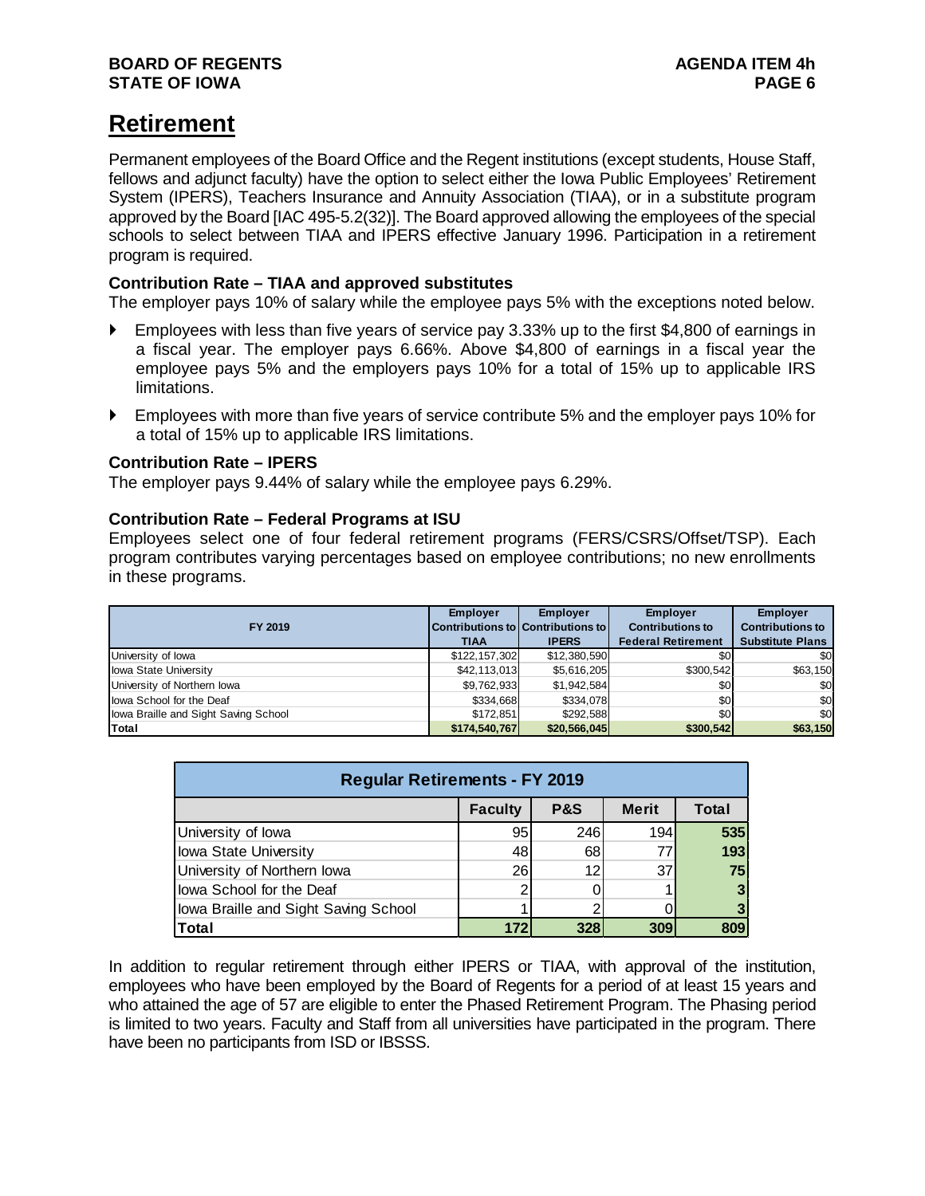# Retirement

Permanent employees of the Board Office and the Regent institutions (except students, House Staff, fellows and adjunct faculty) have the option to select either the Iowa Public Employees' Retirement System (IPERS), Teachers Insurance and Annuity Association (TIAA), or in a substitute program approved by the Board [IAC 495-5.2(32)]. The Board approved allowing the employees of the special schools to select between TIAA and IPERS effective January 1996. Participation in a retirement program is required.

### Contribution Rate – TIAA and approved substitutes

The employer pays 10% of salary while the employee pays 5% with the exceptions noted below.

- Employees with less than five years of service pay 3.33% up to the first $4,800 of earnings in a fiscal year. The employer pays 6.66%. Above $4,800 of earnings in a fiscal year the employee pays 5% and the employers pays 10% for a total of 15% up to applicable IRS limitations.
- Employees with more than five years of service contribute 5% and the employer pays 10% for a total of 15% up to applicable IRS limitations.

### Contribution Rate – IPERS

The employer pays 9.44% of salary while the employee pays 6.29%.

### Contribution Rate – Federal Programs at ISU

Employees select one of four federal retirement programs (FERS/CSRS/Offset/TSP). Each program contributes varying percentages based on employee contributions; no new enrollments in these programs.

| FY 2019 | Employer Contributions to TIAA | Employer Contributions to IPERS | Employer Contributions to Federal Retirement | Employer Contributions to Substitute Plans |
|---|---|---|---|---|
| University of Iowa | $122,157,302 | $12,380,590 | $0 | $0 |
| Iowa State University | $42,113,013 | $5,616,205 | $300,542 | $63,150 |
| University of Northern Iowa | $9,762,933 | $1,942,584 | $0 | $0 |
| Iowa School for the Deaf | $334,668 | $334,078 | $0 | $0 |
| Iowa Braille and Sight Saving School | $172,851 | $292,588 | $0 | $0 |
| **Total** | **$174,540,767** | **$20,566,045** | **$300,542** | **$63,150** |

| Regular Retirements - FY 2019 | | | | |
|---|---|---|---|---|
| | **Faculty** | **P&S** | **Merit** | **Total** |
| University of Iowa | 95 | 246 | 194 | **535** |
| Iowa State University | 48 | 68 | 77 | **193** |
| University of Northern Iowa | 26 | 12 | 37 | **75** |
| Iowa School for the Deaf | 2 | 0 | 1 | **3** |
| Iowa Braille and Sight Saving School | 1 | 2 | 0 | **3** |
| **Total** | **172** | **328** | **309** | **809** |

In addition to regular retirement through either IPERS or TIAA, with approval of the institution, employees who have been employed by the Board of Regents for a period of at least 15 years and who attained the age of 57 are eligible to enter the Phased Retirement Program. The Phasing period is limited to two years. Faculty and Staff from all universities have participated in the program. There have been no participants from ISD or IBSSS.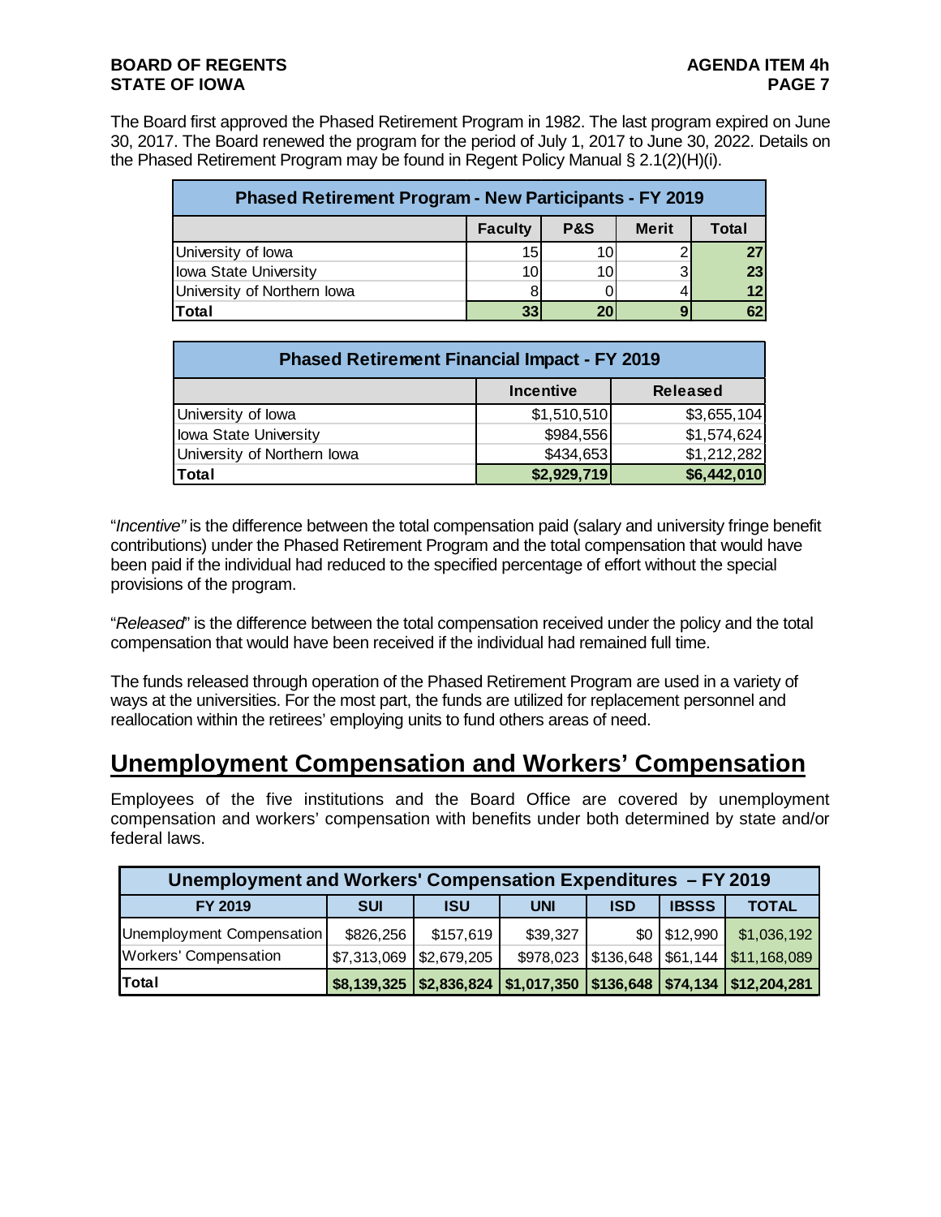The Board first approved the Phased Retirement Program in 1982. The last program expired on June 30, 2017. The Board renewed the program for the period of July 1, 2017 to June 30, 2022. Details on the Phased Retirement Program may be found in Regent Policy Manual § 2.1(2)(H)(i).

| Phased Retirement Program - New Participants - FY 2019 | | | | |
|---|---|---|---|---|
| | Faculty | P&S | Merit | Total |
| University of Iowa | 15 | 10 | 2 | 27 |
| Iowa State University | 10 | 10 | 3 | 23 |
| University of Northern Iowa | 8 | 0 | 4 | 12 |
| Total | 33 | 20 | 9 | 62 |

| Phased Retirement Financial Impact - FY 2019 | | |
|---|---|---|
| | Incentive | Released |
| University of Iowa | $1,510,510 | $3,655,104 |
| Iowa State University | $984,556 | $1,574,624 |
| University of Northern Iowa | $434,653 | $1,212,282 |
| Total | $2,929,719 | $6,442,010 |

"*Incentive"* is the difference between the total compensation paid (salary and university fringe benefit contributions) under the Phased Retirement Program and the total compensation that would have been paid if the individual had reduced to the specified percentage of effort without the special provisions of the program.

"*Released*" is the difference between the total compensation received under the policy and the total compensation that would have been received if the individual had remained full time.

The funds released through operation of the Phased Retirement Program are used in a variety of ways at the universities. For the most part, the funds are utilized for replacement personnel and reallocation within the retirees' employing units to fund others areas of need.

## Unemployment Compensation and Workers' Compensation

Employees of the five institutions and the Board Office are covered by unemployment compensation and workers' compensation with benefits under both determined by state and/or federal laws.

| Unemployment and Workers' Compensation Expenditures – FY 2019 | | | | | | |
|---|---|---|---|---|---|---|
| FY 2019 | SUI | ISU | UNI | ISD | IBSSS | TOTAL |
| Unemployment Compensation | $826,256 | $157,619 | $39,327 | $0 | $12,990 | $1,036,192 |
| Workers' Compensation | $7,313,069 | $2,679,205 | $978,023 | $136,648 | $61,144 | $11,168,089 |
| Total | $8,139,325 | $2,836,824 | $1,017,350 | $136,648 | $74,134 | $12,204,281 |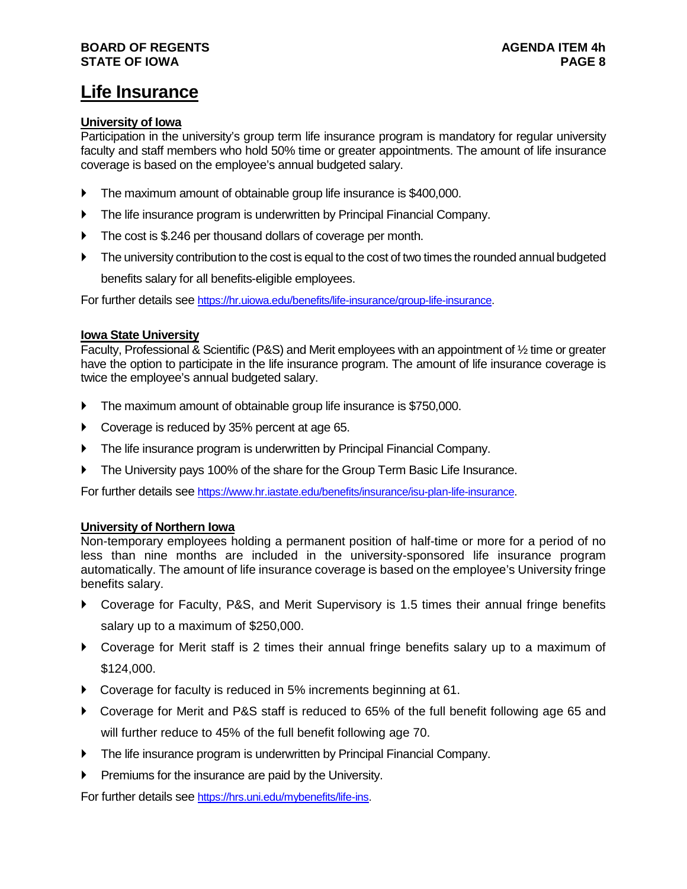# Life Insurance

## University of Iowa

Participation in the university's group term life insurance program is mandatory for regular university faculty and staff members who hold 50% time or greater appointments. The amount of life insurance coverage is based on the employee's annual budgeted salary.

- The maximum amount of obtainable group life insurance is $400,000.
- The life insurance program is underwritten by Principal Financial Company.
- The cost is $.246 per thousand dollars of coverage per month.
- The university contribution to the cost is equal to the cost of two times the rounded annual budgeted benefits salary for all benefits-eligible employees.

For further details see https://hr.uiowa.edu/benefits/life-insurance/group-life-insurance.

## Iowa State University

Faculty, Professional & Scientific (P&S) and Merit employees with an appointment of ½ time or greater have the option to participate in the life insurance program. The amount of life insurance coverage is twice the employee's annual budgeted salary.

- The maximum amount of obtainable group life insurance is $750,000.
- Coverage is reduced by 35% percent at age 65.
- The life insurance program is underwritten by Principal Financial Company.
- The University pays 100% of the share for the Group Term Basic Life Insurance.

For further details see https://www.hr.iastate.edu/benefits/insurance/isu-plan-life-insurance.

## University of Northern Iowa

Non-temporary employees holding a permanent position of half-time or more for a period of no less than nine months are included in the university-sponsored life insurance program automatically. The amount of life insurance coverage is based on the employee's University fringe benefits salary.

- Coverage for Faculty, P&S, and Merit Supervisory is 1.5 times their annual fringe benefits salary up to a maximum of $250,000.
- Coverage for Merit staff is 2 times their annual fringe benefits salary up to a maximum of $124,000.
- Coverage for faculty is reduced in 5% increments beginning at 61.
- Coverage for Merit and P&S staff is reduced to 65% of the full benefit following age 65 and will further reduce to 45% of the full benefit following age 70.
- The life insurance program is underwritten by Principal Financial Company.
- Premiums for the insurance are paid by the University.

For further details see https://hrs.uni.edu/mybenefits/life-ins.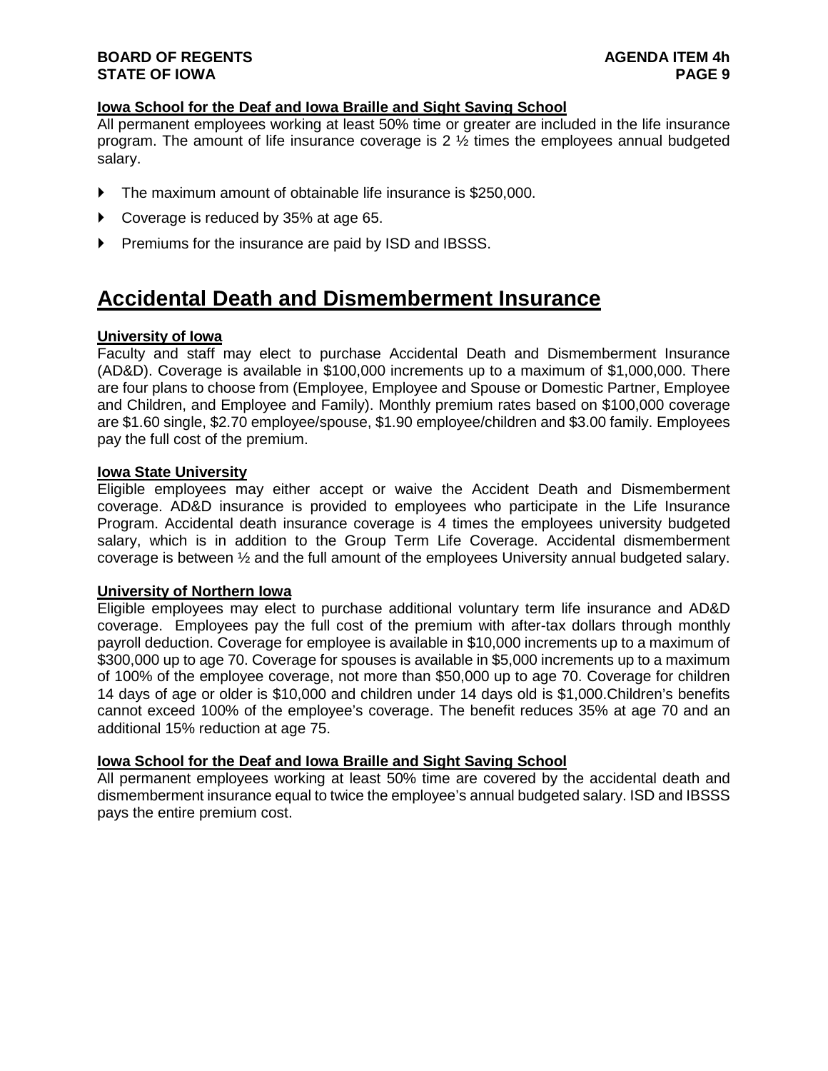**Iowa School for the Deaf and Iowa Braille and Sight Saving School**

All permanent employees working at least 50% time or greater are included in the life insurance program. The amount of life insurance coverage is 2 ½ times the employees annual budgeted salary.

- The maximum amount of obtainable life insurance is $250,000.
- Coverage is reduced by 35% at age 65.
- Premiums for the insurance are paid by ISD and IBSSS.

# Accidental Death and Dismemberment Insurance

**University of Iowa**

Faculty and staff may elect to purchase Accidental Death and Dismemberment Insurance (AD&D). Coverage is available in $100,000 increments up to a maximum of $1,000,000. There are four plans to choose from (Employee, Employee and Spouse or Domestic Partner, Employee and Children, and Employee and Family). Monthly premium rates based on $100,000 coverage are $1.60 single, $2.70 employee/spouse, $1.90 employee/children and $3.00 family. Employees pay the full cost of the premium.

**Iowa State University**

Eligible employees may either accept or waive the Accident Death and Dismemberment coverage. AD&D insurance is provided to employees who participate in the Life Insurance Program. Accidental death insurance coverage is 4 times the employees university budgeted salary, which is in addition to the Group Term Life Coverage. Accidental dismemberment coverage is between ½ and the full amount of the employees University annual budgeted salary.

**University of Northern Iowa**

Eligible employees may elect to purchase additional voluntary term life insurance and AD&D coverage. Employees pay the full cost of the premium with after-tax dollars through monthly payroll deduction. Coverage for employee is available in $10,000 increments up to a maximum of $300,000 up to age 70. Coverage for spouses is available in $5,000 increments up to a maximum of 100% of the employee coverage, not more than $50,000 up to age 70. Coverage for children 14 days of age or older is $10,000 and children under 14 days old is $1,000.Children's benefits cannot exceed 100% of the employee's coverage. The benefit reduces 35% at age 70 and an additional 15% reduction at age 75.

**Iowa School for the Deaf and Iowa Braille and Sight Saving School**

All permanent employees working at least 50% time are covered by the accidental death and dismemberment insurance equal to twice the employee's annual budgeted salary. ISD and IBSSS pays the entire premium cost.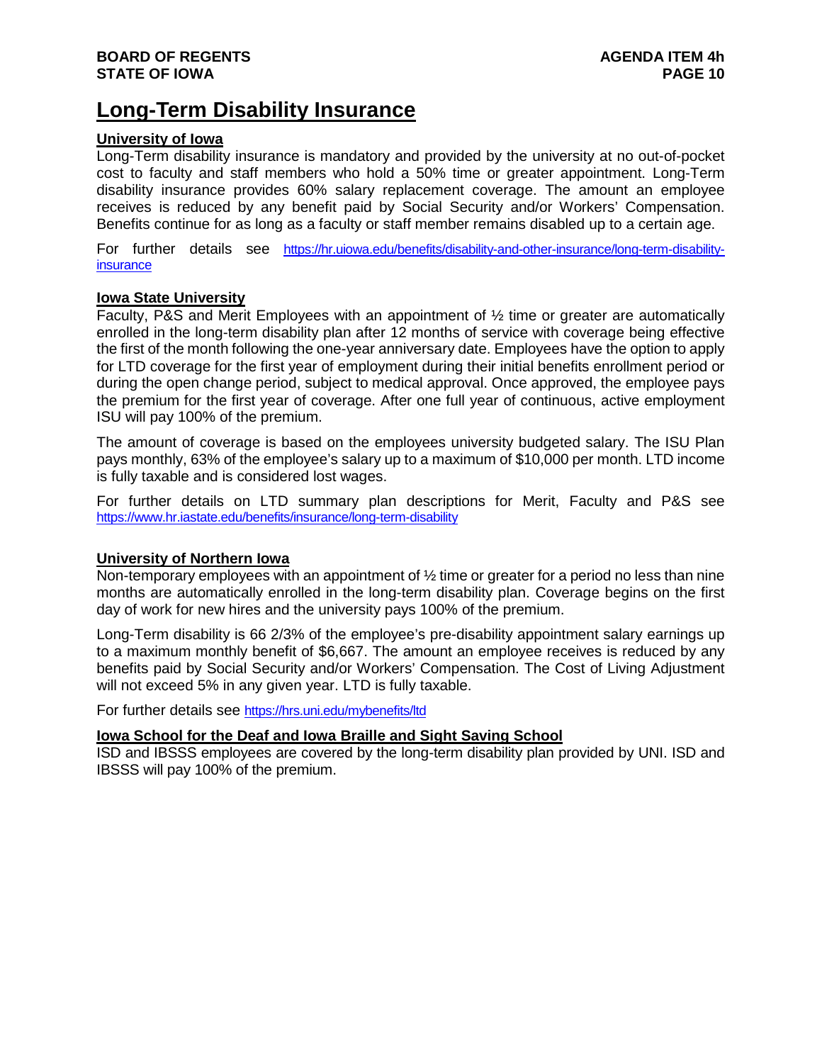# Long-Term Disability Insurance

## University of Iowa

Long-Term disability insurance is mandatory and provided by the university at no out-of-pocket cost to faculty and staff members who hold a 50% time or greater appointment. Long-Term disability insurance provides 60% salary replacement coverage. The amount an employee receives is reduced by any benefit paid by Social Security and/or Workers' Compensation. Benefits continue for as long as a faculty or staff member remains disabled up to a certain age.

For further details see https://hr.uiowa.edu/benefits/disability-and-other-insurance/long-term-disability-insurance

## Iowa State University

Faculty, P&S and Merit Employees with an appointment of ½ time or greater are automatically enrolled in the long-term disability plan after 12 months of service with coverage being effective the first of the month following the one-year anniversary date. Employees have the option to apply for LTD coverage for the first year of employment during their initial benefits enrollment period or during the open change period, subject to medical approval. Once approved, the employee pays the premium for the first year of coverage. After one full year of continuous, active employment ISU will pay 100% of the premium.

The amount of coverage is based on the employees university budgeted salary. The ISU Plan pays monthly, 63% of the employee's salary up to a maximum of $10,000 per month. LTD income is fully taxable and is considered lost wages.

For further details on LTD summary plan descriptions for Merit, Faculty and P&S see https://www.hr.iastate.edu/benefits/insurance/long-term-disability

## University of Northern Iowa

Non-temporary employees with an appointment of ½ time or greater for a period no less than nine months are automatically enrolled in the long-term disability plan. Coverage begins on the first day of work for new hires and the university pays 100% of the premium.

Long-Term disability is 66 2/3% of the employee's pre-disability appointment salary earnings up to a maximum monthly benefit of $6,667. The amount an employee receives is reduced by any benefits paid by Social Security and/or Workers' Compensation. The Cost of Living Adjustment will not exceed 5% in any given year. LTD is fully taxable.

For further details see https://hrs.uni.edu/mybenefits/ltd

## Iowa School for the Deaf and Iowa Braille and Sight Saving School

ISD and IBSSS employees are covered by the long-term disability plan provided by UNI. ISD and IBSSS will pay 100% of the premium.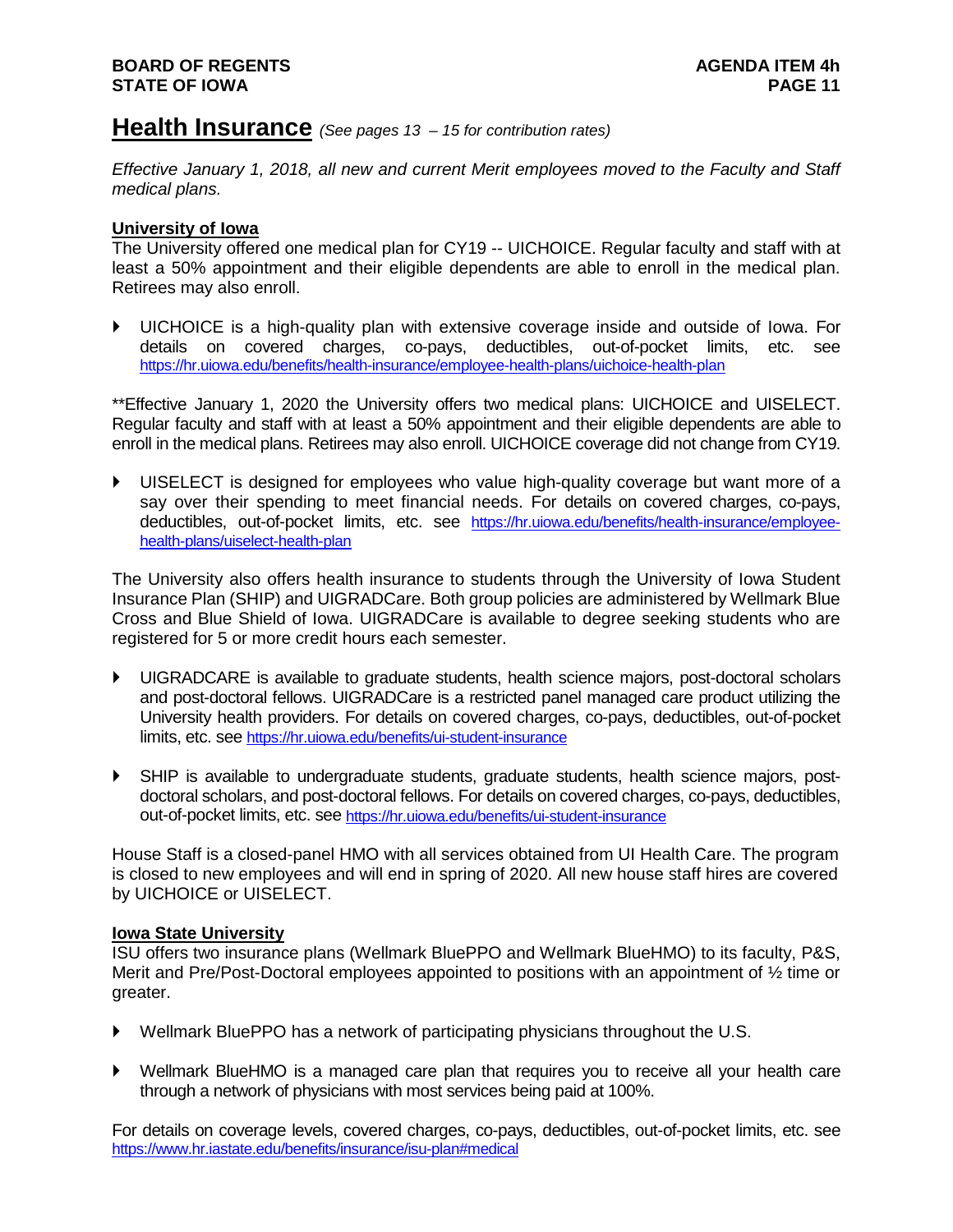## Health Insurance *(See pages 13 – 15 for contribution rates)*

*Effective January 1, 2018, all new and current Merit employees moved to the Faculty and Staff medical plans.*

**University of Iowa**

The University offered one medical plan for CY19 -- UICHOICE. Regular faculty and staff with at least a 50% appointment and their eligible dependents are able to enroll in the medical plan. Retirees may also enroll.

- UICHOICE is a high-quality plan with extensive coverage inside and outside of Iowa. For details on covered charges, co-pays, deductibles, out-of-pocket limits, etc. see https://hr.uiowa.edu/benefits/health-insurance/employee-health-plans/uichoice-health-plan

**Effective January 1, 2020 the University offers two medical plans: UICHOICE and UISELECT. Regular faculty and staff with at least a 50% appointment and their eligible dependents are able to enroll in the medical plans. Retirees may also enroll. UICHOICE coverage did not change from CY19.

- UISELECT is designed for employees who value high-quality coverage but want more of a say over their spending to meet financial needs. For details on covered charges, co-pays, deductibles, out-of-pocket limits, etc. see https://hr.uiowa.edu/benefits/health-insurance/employee-health-plans/uiselect-health-plan

The University also offers health insurance to students through the University of Iowa Student Insurance Plan (SHIP) and UIGRADCare. Both group policies are administered by Wellmark Blue Cross and Blue Shield of Iowa. UIGRADCare is available to degree seeking students who are registered for 5 or more credit hours each semester.

- UIGRADCARE is available to graduate students, health science majors, post-doctoral scholars and post-doctoral fellows. UIGRADCare is a restricted panel managed care product utilizing the University health providers. For details on covered charges, co-pays, deductibles, out-of-pocket limits, etc. see https://hr.uiowa.edu/benefits/ui-student-insurance

- SHIP is available to undergraduate students, graduate students, health science majors, post-doctoral scholars, and post-doctoral fellows. For details on covered charges, co-pays, deductibles, out-of-pocket limits, etc. see https://hr.uiowa.edu/benefits/ui-student-insurance

House Staff is a closed-panel HMO with all services obtained from UI Health Care. The program is closed to new employees and will end in spring of 2020. All new house staff hires are covered by UICHOICE or UISELECT.

**Iowa State University**

ISU offers two insurance plans (Wellmark BluePPO and Wellmark BlueHMO) to its faculty, P&S, Merit and Pre/Post-Doctoral employees appointed to positions with an appointment of ½ time or greater.

- Wellmark BluePPO has a network of participating physicians throughout the U.S.

- Wellmark BlueHMO is a managed care plan that requires you to receive all your health care through a network of physicians with most services being paid at 100%.

For details on coverage levels, covered charges, co-pays, deductibles, out-of-pocket limits, etc. see https://www.hr.iastate.edu/benefits/insurance/isu-plan#medical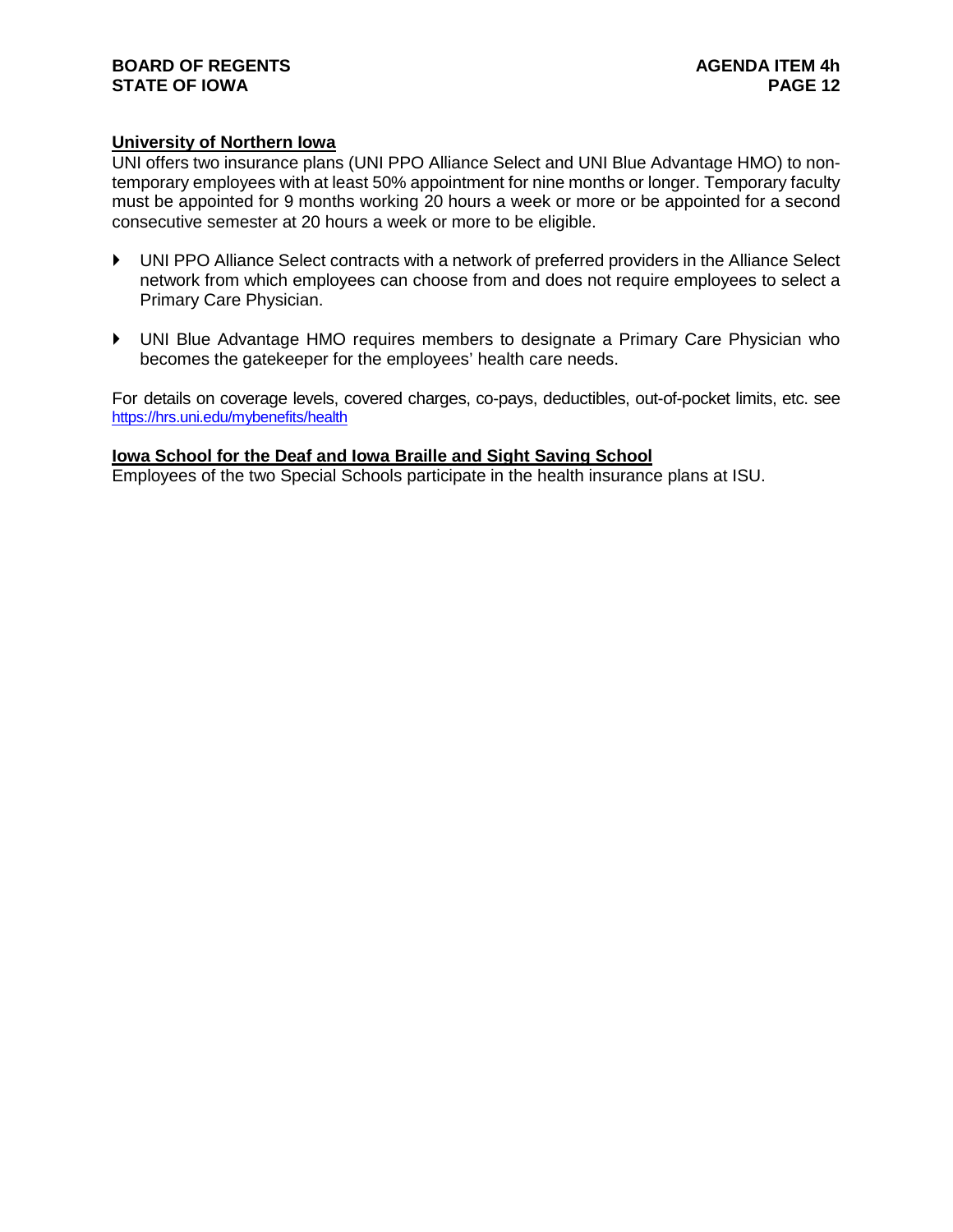**University of Northern Iowa**

UNI offers two insurance plans (UNI PPO Alliance Select and UNI Blue Advantage HMO) to non-temporary employees with at least 50% appointment for nine months or longer. Temporary faculty must be appointed for 9 months working 20 hours a week or more or be appointed for a second consecutive semester at 20 hours a week or more to be eligible.

- UNI PPO Alliance Select contracts with a network of preferred providers in the Alliance Select network from which employees can choose from and does not require employees to select a Primary Care Physician.

- UNI Blue Advantage HMO requires members to designate a Primary Care Physician who becomes the gatekeeper for the employees' health care needs.

For details on coverage levels, covered charges, co-pays, deductibles, out-of-pocket limits, etc. see https://hrs.uni.edu/mybenefits/health

**Iowa School for the Deaf and Iowa Braille and Sight Saving School**

Employees of the two Special Schools participate in the health insurance plans at ISU.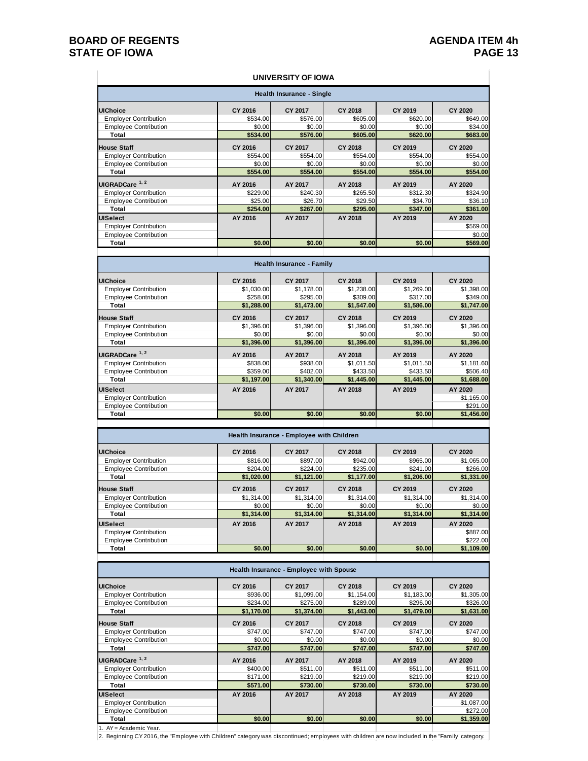## UNIVERSITY OF IOWA

### Health Insurance - Single

| UIChoice | CY 2016 | CY 2017 | CY 2018 | CY 2019 | CY 2020 |
|---|---|---|---|---|---|
| Employer Contribution | $534.00 | $576.00 | $605.00 | $620.00 | $649.00 |
| Employee Contribution | $0.00 | $0.00 | $0.00 | $0.00 | $34.00 |
| **Total** | **$534.00** | **$576.00** | **$605.00** | **$620.00** | **$683.00** |
| **House Staff** | **CY 2016** | **CY 2017** | **CY 2018** | **CY 2019** | **CY 2020** |
| Employer Contribution | $554.00 | $554.00 | $554.00 | $554.00 | $554.00 |
| Employee Contribution | $0.00 | $0.00 | $0.00 | $0.00 | $0.00 |
| **Total** | **$554.00** | **$554.00** | **$554.00** | **$554.00** | **$554.00** |
| **UIGRADCare [1, 2]** | **AY 2016** | **AY 2017** | **AY 2018** | **AY 2019** | **AY 2020** |
| Employer Contribution | $229.00 | $240.30 | $265.50 | $312.30 | $324.90 |
| Employee Contribution | $25.00 | $26.70 | $29.50 | $34.70 | $36.10 |
| **Total** | **$254.00** | **$267.00** | **$295.00** | **$347.00** | **$361.00** |
| **UISelect** | **AY 2016** | **AY 2017** | **AY 2018** | **AY 2019** | **AY 2020** |
| Employer Contribution | | | | | $569.00 |
| Employee Contribution | | | | | $0.00 |
| **Total** | **$0.00** | **$0.00** | **$0.00** | **$0.00** | **$569.00** |

### Health Insurance - Family

| UIChoice | CY 2016 | CY 2017 | CY 2018 | CY 2019 | CY 2020 |
|---|---|---|---|---|---|
| Employer Contribution | $1,030.00 | $1,178.00 | $1,238.00 | $1,269.00 | $1,398.00 |
| Employee Contribution | $258.00 | $295.00 | $309.00 | $317.00 | $349.00 |
| **Total** | **$1,288.00** | **$1,473.00** | **$1,547.00** | **$1,586.00** | **$1,747.00** |
| **House Staff** | **CY 2016** | **CY 2017** | **CY 2018** | **CY 2019** | **CY 2020** |
| Employer Contribution | $1,396.00 | $1,396.00 | $1,396.00 | $1,396.00 | $1,396.00 |
| Employee Contribution | $0.00 | $0.00 | $0.00 | $0.00 | $0.00 |
| **Total** | **$1,396.00** | **$1,396.00** | **$1,396.00** | **$1,396.00** | **$1,396.00** |
| **UIGRADCare [1, 2]** | **AY 2016** | **AY 2017** | **AY 2018** | **AY 2019** | **AY 2020** |
| Employer Contribution | $838.00 | $938.00 | $1,011.50 | $1,011.50 | $1,181.60 |
| Employee Contribution | $359.00 | $402.00 | $433.50 | $433.50 | $506.40 |
| **Total** | **$1,197.00** | **$1,340.00** | **$1,445.00** | **$1,445.00** | **$1,688.00** |
| **UISelect** | **AY 2016** | **AY 2017** | **AY 2018** | **AY 2019** | **AY 2020** |
| Employer Contribution | | | | | $1,165.00 |
| Employee Contribution | | | | | $291.00 |
| **Total** | **$0.00** | **$0.00** | **$0.00** | **$0.00** | **$1,456.00** |

### Health Insurance - Employee with Children

| UIChoice | CY 2016 | CY 2017 | CY 2018 | CY 2019 | CY 2020 |
|---|---|---|---|---|---|
| Employer Contribution | $816.00 | $897.00 | $942.00 | $965.00 | $1,065.00 |
| Employee Contribution | $204.00 | $224.00 | $235.00 | $241.00 | $266.00 |
| **Total** | **$1,020.00** | **$1,121.00** | **$1,177.00** | **$1,206.00** | **$1,331.00** |
| **House Staff** | **CY 2016** | **CY 2017** | **CY 2018** | **CY 2019** | **CY 2020** |
| Employer Contribution | $1,314.00 | $1,314.00 | $1,314.00 | $1,314.00 | $1,314.00 |
| Employee Contribution | $0.00 | $0.00 | $0.00 | $0.00 | $0.00 |
| **Total** | **$1,314.00** | **$1,314.00** | **$1,314.00** | **$1,314.00** | **$1,314.00** |
| **UISelect** | **AY 2016** | **AY 2017** | **AY 2018** | **AY 2019** | **AY 2020** |
| Employer Contribution | | | | | $887.00 |
| Employee Contribution | | | | | $222.00 |
| **Total** | **$0.00** | **$0.00** | **$0.00** | **$0.00** | **$1,109.00** |

### Health Insurance - Employee with Spouse

| UIChoice | CY 2016 | CY 2017 | CY 2018 | CY 2019 | CY 2020 |
|---|---|---|---|---|---|
| Employer Contribution | $936.00 | $1,099.00 | $1,154.00 | $1,183.00 | $1,305.00 |
| Employee Contribution | $234.00 | $275.00 | $289.00 | $296.00 | $326.00 |
| **Total** | **$1,170.00** | **$1,374.00** | **$1,443.00** | **$1,479.00** | **$1,631.00** |
| **House Staff** | **CY 2016** | **CY 2017** | **CY 2018** | **CY 2019** | **CY 2020** |
| Employer Contribution | $747.00 | $747.00 | $747.00 | $747.00 | $747.00 |
| Employee Contribution | $0.00 | $0.00 | $0.00 | $0.00 | $0.00 |
| **Total** | **$747.00** | **$747.00** | **$747.00** | **$747.00** | **$747.00** |
| **UIGRADCare [1, 2]** | **AY 2016** | **AY 2017** | **AY 2018** | **AY 2019** | **AY 2020** |
| Employer Contribution | $400.00 | $511.00 | $511.00 | $511.00 | $511.00 |
| Employee Contribution | $171.00 | $219.00 | $219.00 | $219.00 | $219.00 |
| **Total** | **$571.00** | **$730.00** | **$730.00** | **$730.00** | **$730.00** |
| **UISelect** | **AY 2016** | **AY 2017** | **AY 2018** | **AY 2019** | **AY 2020** |
| Employer Contribution | | | | | $1,087.00 |
| Employee Contribution | | | | | $272.00 |
| **Total** | **$0.00** | **$0.00** | **$0.00** | **$0.00** | **$1,359.00** |

1. AY = Academic Year.
2. Beginning CY 2016, the "Employee with Children" category was discontinued; employees with children are now included in the "Family" category.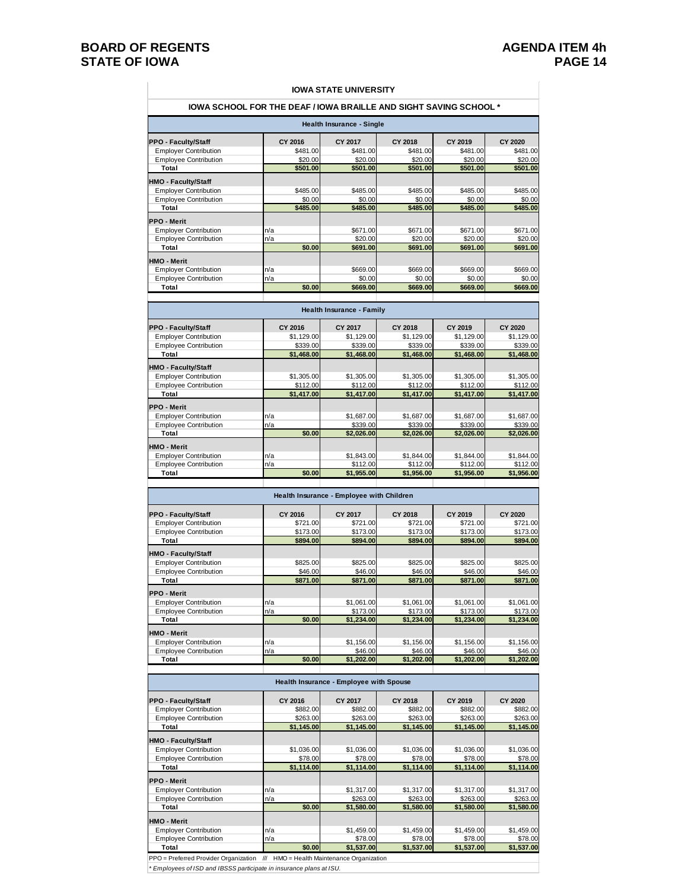**BOARD OF REGENTS**
**STATE OF IOWA**

**AGENDA ITEM 4h**

## IOWA STATE UNIVERSITY

### IOWA SCHOOL FOR THE DEAF / IOWA BRAILLE AND SIGHT SAVING SCHOOL *

#### Health Insurance - Single

| | CY 2016 | CY 2017 | CY 2018 | CY 2019 | CY 2020 |
|---|---|---|---|---|---|
| **PPO - Faculty/Staff** | | | | | |
| Employer Contribution | $481.00 | $481.00 | $481.00 | $481.00 | $481.00 |
| Employee Contribution | $20.00 | $20.00 | $20.00 | $20.00 | $20.00 |
| **Total** | **$501.00** | **$501.00** | **$501.00** | **$501.00** | **$501.00** |
| **HMO - Faculty/Staff** | | | | | |
| Employer Contribution | $485.00 | $485.00 | $485.00 | $485.00 | $485.00 |
| Employee Contribution | $0.00 | $0.00 | $0.00 | $0.00 | $0.00 |
| **Total** | **$485.00** | **$485.00** | **$485.00** | **$485.00** | **$485.00** |
| **PPO - Merit** | | | | | |
| Employer Contribution | n/a | $671.00 | $671.00 | $671.00 | $671.00 |
| Employee Contribution | n/a | $20.00 | $20.00 | $20.00 | $20.00 |
| **Total** | **$0.00** | **$691.00** | **$691.00** | **$691.00** | **$691.00** |
| **HMO - Merit** | | | | | |
| Employer Contribution | n/a | $669.00 | $669.00 | $669.00 | $669.00 |
| Employee Contribution | n/a | $0.00 | $0.00 | $0.00 | $0.00 |
| **Total** | **$0.00** | **$669.00** | **$669.00** | **$669.00** | **$669.00** |

#### Health Insurance - Family

| | CY 2016 | CY 2017 | CY 2018 | CY 2019 | CY 2020 |
|---|---|---|---|---|---|
| **PPO - Faculty/Staff** | | | | | |
| Employer Contribution | $1,129.00 | $1,129.00 | $1,129.00 | $1,129.00 | $1,129.00 |
| Employee Contribution | $339.00 | $339.00 | $339.00 | $339.00 | $339.00 |
| **Total** | **$1,468.00** | **$1,468.00** | **$1,468.00** | **$1,468.00** | **$1,468.00** |
| **HMO - Faculty/Staff** | | | | | |
| Employer Contribution | $1,305.00 | $1,305.00 | $1,305.00 | $1,305.00 | $1,305.00 |
| Employee Contribution | $112.00 | $112.00 | $112.00 | $112.00 | $112.00 |
| **Total** | **$1,417.00** | **$1,417.00** | **$1,417.00** | **$1,417.00** | **$1,417.00** |
| **PPO - Merit** | | | | | |
| Employer Contribution | n/a | $1,687.00 | $1,687.00 | $1,687.00 | $1,687.00 |
| Employee Contribution | n/a | $339.00 | $339.00 | $339.00 | $339.00 |
| **Total** | **$0.00** | **$2,026.00** | **$2,026.00** | **$2,026.00** | **$2,026.00** |
| **HMO - Merit** | | | | | |
| Employer Contribution | n/a | $1,843.00 | $1,844.00 | $1,844.00 | $1,844.00 |
| Employee Contribution | n/a | $112.00 | $112.00 | $112.00 | $112.00 |
| **Total** | **$0.00** | **$1,955.00** | **$1,956.00** | **$1,956.00** | **$1,956.00** |

#### Health Insurance - Employee with Children

| | CY 2016 | CY 2017 | CY 2018 | CY 2019 | CY 2020 |
|---|---|---|---|---|---|
| **PPO - Faculty/Staff** | | | | | |
| Employer Contribution | $721.00 | $721.00 | $721.00 | $721.00 | $721.00 |
| Employee Contribution | $173.00 | $173.00 | $173.00 | $173.00 | $173.00 |
| **Total** | **$894.00** | **$894.00** | **$894.00** | **$894.00** | **$894.00** |
| **HMO - Faculty/Staff** | | | | | |
| Employer Contribution | $825.00 | $825.00 | $825.00 | $825.00 | $825.00 |
| Employee Contribution | $46.00 | $46.00 | $46.00 | $46.00 | $46.00 |
| **Total** | **$871.00** | **$871.00** | **$871.00** | **$871.00** | **$871.00** |
| **PPO - Merit** | | | | | |
| Employer Contribution | n/a | $1,061.00 | $1,061.00 | $1,061.00 | $1,061.00 |
| Employee Contribution | n/a | $173.00 | $173.00 | $173.00 | $173.00 |
| **Total** | **$0.00** | **$1,234.00** | **$1,234.00** | **$1,234.00** | **$1,234.00** |
| **HMO - Merit** | | | | | |
| Employer Contribution | n/a | $1,156.00 | $1,156.00 | $1,156.00 | $1,156.00 |
| Employee Contribution | n/a | $46.00 | $46.00 | $46.00 | $46.00 |
| **Total** | **$0.00** | **$1,202.00** | **$1,202.00** | **$1,202.00** | **$1,202.00** |

#### Health Insurance - Employee with Spouse

| | CY 2016 | CY 2017 | CY 2018 | CY 2019 | CY 2020 |
|---|---|---|---|---|---|
| **PPO - Faculty/Staff** | | | | | |
| Employer Contribution | $882.00 | $882.00 | $882.00 | $882.00 | $882.00 |
| Employee Contribution | $263.00 | $263.00 | $263.00 | $263.00 | $263.00 |
| **Total** | **$1,145.00** | **$1,145.00** | **$1,145.00** | **$1,145.00** | **$1,145.00** |
| **HMO - Faculty/Staff** | | | | | |
| Employer Contribution | $1,036.00 | $1,036.00 | $1,036.00 | $1,036.00 | $1,036.00 |
| Employee Contribution | $78.00 | $78.00 | $78.00 | $78.00 | $78.00 |
| **Total** | **$1,114.00** | **$1,114.00** | **$1,114.00** | **$1,114.00** | **$1,114.00** |
| **PPO - Merit** | | | | | |
| Employer Contribution | n/a | $1,317.00 | $1,317.00 | $1,317.00 | $1,317.00 |
| Employee Contribution | n/a | $263.00 | $263.00 | $263.00 | $263.00 |
| **Total** | **$0.00** | **$1,580.00** | **$1,580.00** | **$1,580.00** | **$1,580.00** |
| **HMO - Merit** | | | | | |
| Employer Contribution | n/a | $1,459.00 | $1,459.00 | $1,459.00 | $1,459.00 |
| Employee Contribution | n/a | $78.00 | $78.00 | $78.00 | $78.00 |
| **Total** | **$0.00** | **$1,537.00** | **$1,537.00** | **$1,537.00** | **$1,537.00** |

PPO = Preferred Provider Organization /// HMO = Health Maintenance Organization

*\* Employees of ISD and IBSSS participate in insurance plans at ISU.*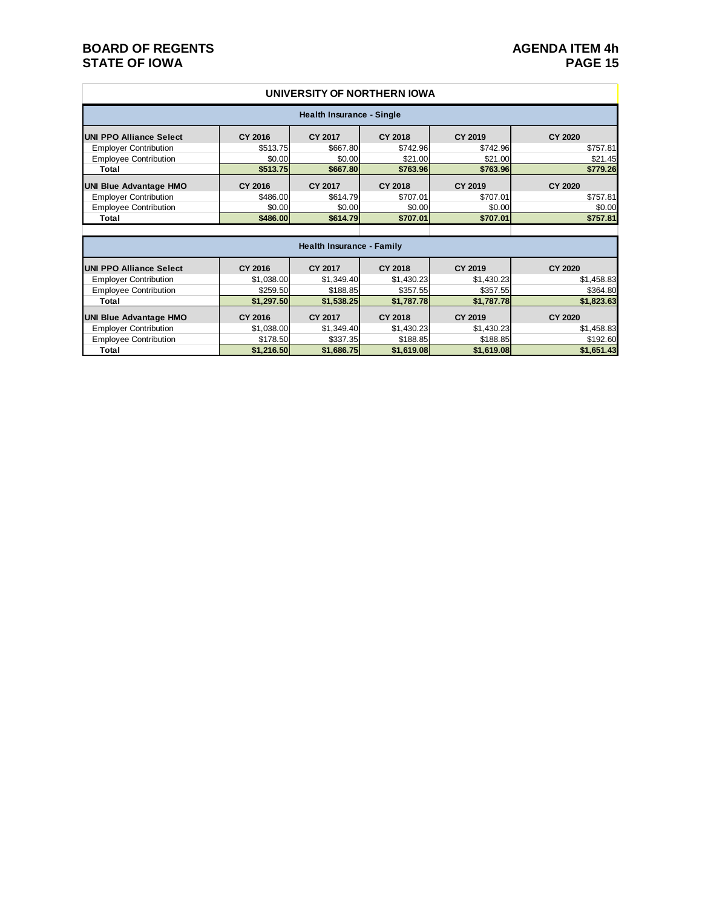## UNIVERSITY OF NORTHERN IOWA

### Health Insurance - Single

| UNI PPO Alliance Select | CY 2016 | CY 2017 | CY 2018 | CY 2019 | CY 2020 |
|---|---|---|---|---|---|
| Employer Contribution | $513.75 | $667.80 | $742.96 | $742.96 | $757.81 |
| Employee Contribution | $0.00 | $0.00 | $21.00 | $21.00 | $21.45 |
| **Total** | **$513.75** | **$667.80** | **$763.96** | **$763.96** | **$779.26** |

| UNI Blue Advantage HMO | CY 2016 | CY 2017 | CY 2018 | CY 2019 | CY 2020 |
|---|---|---|---|---|---|
| Employer Contribution | $486.00 | $614.79 | $707.01 | $707.01 | $757.81 |
| Employee Contribution | $0.00 | $0.00 | $0.00 | $0.00 | $0.00 |
| **Total** | **$486.00** | **$614.79** | **$707.01** | **$707.01** | **$757.81** |

### Health Insurance - Family

| UNI PPO Alliance Select | CY 2016 | CY 2017 | CY 2018 | CY 2019 | CY 2020 |
|---|---|---|---|---|---|
| Employer Contribution | $1,038.00 | $1,349.40 | $1,430.23 | $1,430.23 | $1,458.83 |
| Employee Contribution | $259.50 | $188.85 | $357.55 | $357.55 | $364.80 |
| **Total** | **$1,297.50** | **$1,538.25** | **$1,787.78** | **$1,787.78** | **$1,823.63** |

| UNI Blue Advantage HMO | CY 2016 | CY 2017 | CY 2018 | CY 2019 | CY 2020 |
|---|---|---|---|---|---|
| Employer Contribution | $1,038.00 | $1,349.40 | $1,430.23 | $1,430.23 | $1,458.83 |
| Employee Contribution | $178.50 | $337.35 | $188.85 | $188.85 | $192.60 |
| **Total** | **$1,216.50** | **$1,686.75** | **$1,619.08** | **$1,619.08** | **$1,651.43** |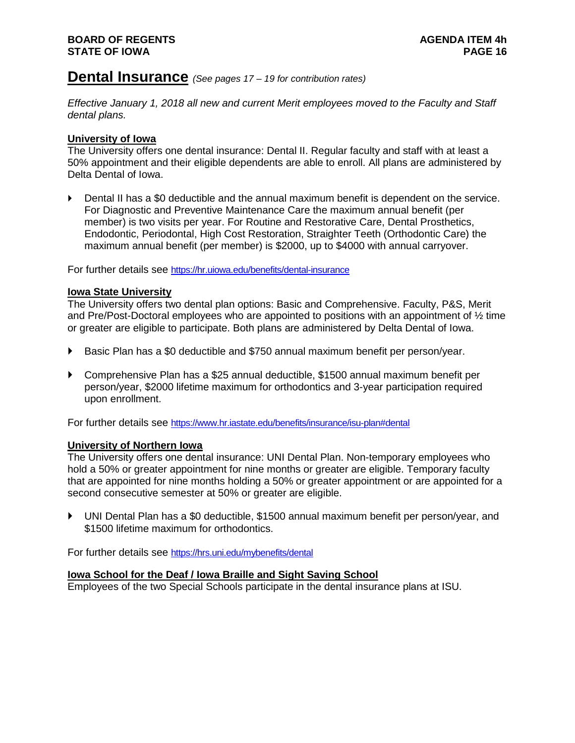# Dental Insurance *(See pages 17 – 19 for contribution rates)*

*Effective January 1, 2018 all new and current Merit employees moved to the Faculty and Staff dental plans.*

## University of Iowa

The University offers one dental insurance: Dental II. Regular faculty and staff with at least a 50% appointment and their eligible dependents are able to enroll. All plans are administered by Delta Dental of Iowa.

- Dental II has a $0 deductible and the annual maximum benefit is dependent on the service. For Diagnostic and Preventive Maintenance Care the maximum annual benefit (per member) is two visits per year. For Routine and Restorative Care, Dental Prosthetics, Endodontic, Periodontal, High Cost Restoration, Straighter Teeth (Orthodontic Care) the maximum annual benefit (per member) is $2000, up to $4000 with annual carryover.

For further details see https://hr.uiowa.edu/benefits/dental-insurance

## Iowa State University

The University offers two dental plan options: Basic and Comprehensive. Faculty, P&S, Merit and Pre/Post-Doctoral employees who are appointed to positions with an appointment of ½ time or greater are eligible to participate. Both plans are administered by Delta Dental of Iowa.

- Basic Plan has a $0 deductible and $750 annual maximum benefit per person/year.
- Comprehensive Plan has a $25 annual deductible, $1500 annual maximum benefit per person/year, $2000 lifetime maximum for orthodontics and 3-year participation required upon enrollment.

For further details see https://www.hr.iastate.edu/benefits/insurance/isu-plan#dental

## University of Northern Iowa

The University offers one dental insurance: UNI Dental Plan. Non-temporary employees who hold a 50% or greater appointment for nine months or greater are eligible. Temporary faculty that are appointed for nine months holding a 50% or greater appointment or are appointed for a second consecutive semester at 50% or greater are eligible.

- UNI Dental Plan has a $0 deductible, $1500 annual maximum benefit per person/year, and $1500 lifetime maximum for orthodontics.

For further details see https://hrs.uni.edu/mybenefits/dental

## Iowa School for the Deaf / Iowa Braille and Sight Saving School

Employees of the two Special Schools participate in the dental insurance plans at ISU.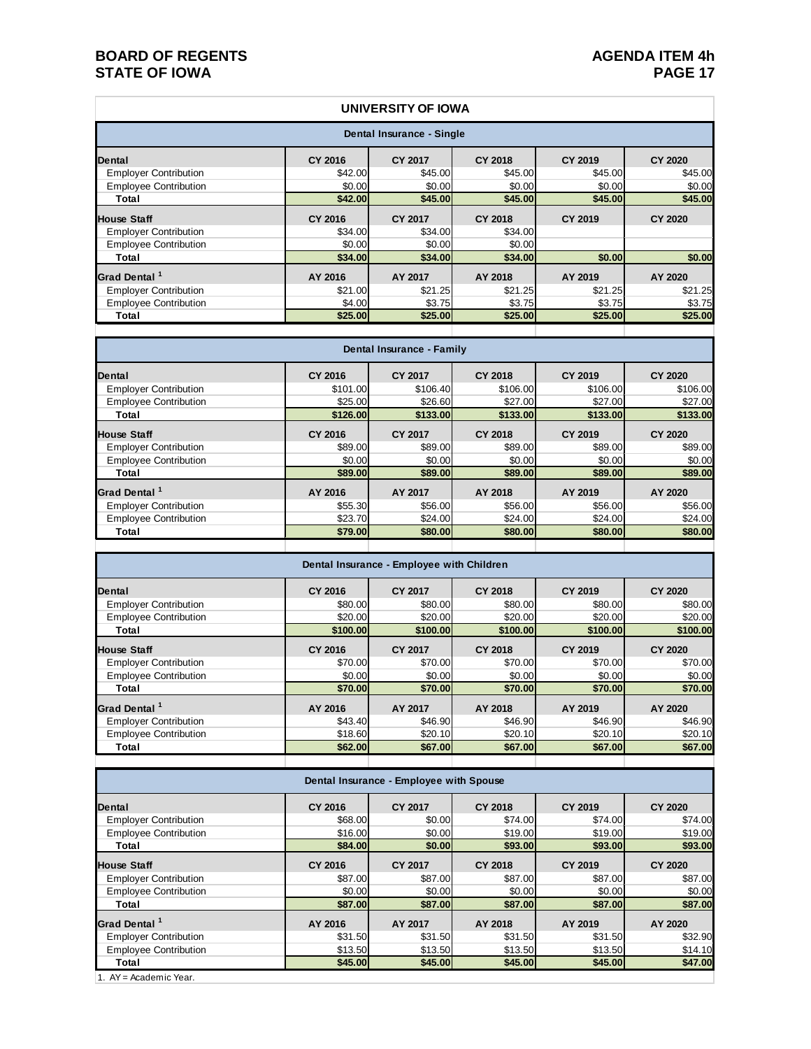## UNIVERSITY OF IOWA

### Dental Insurance - Single

| Dental | CY 2016 | CY 2017 | CY 2018 | CY 2019 | CY 2020 |
|---|---|---|---|---|---|
| Employer Contribution | $42.00 | $45.00 | $45.00 | $45.00 | $45.00 |
| Employee Contribution | $0.00 | $0.00 | $0.00 | $0.00 | $0.00 |
| **Total** | **$42.00** | **$45.00** | **$45.00** | **$45.00** | **$45.00** |
| **House Staff** | **CY 2016** | **CY 2017** | **CY 2018** | **CY 2019** | **CY 2020** |
| Employer Contribution | $34.00 | $34.00 | $34.00 | | |
| Employee Contribution | $0.00 | $0.00 | $0.00 | | |
| **Total** | **$34.00** | **$34.00** | **$34.00** | **$0.00** | **$0.00** |
| **Grad Dental [1]** | **AY 2016** | **AY 2017** | **AY 2018** | **AY 2019** | **AY 2020** |
| Employer Contribution | $21.00 | $21.25 | $21.25 | $21.25 | $21.25 |
| Employee Contribution | $4.00 | $3.75 | $3.75 | $3.75 | $3.75 |
| **Total** | **$25.00** | **$25.00** | **$25.00** | **$25.00** | **$25.00** |

### Dental Insurance - Family

| Dental | CY 2016 | CY 2017 | CY 2018 | CY 2019 | CY 2020 |
|---|---|---|---|---|---|
| Employer Contribution | $101.00 | $106.40 | $106.00 | $106.00 | $106.00 |
| Employee Contribution | $25.00 | $26.60 | $27.00 | $27.00 | $27.00 |
| **Total** | **$126.00** | **$133.00** | **$133.00** | **$133.00** | **$133.00** |
| **House Staff** | **CY 2016** | **CY 2017** | **CY 2018** | **CY 2019** | **CY 2020** |
| Employer Contribution | $89.00 | $89.00 | $89.00 | $89.00 | $89.00 |
| Employee Contribution | $0.00 | $0.00 | $0.00 | $0.00 | $0.00 |
| **Total** | **$89.00** | **$89.00** | **$89.00** | **$89.00** | **$89.00** |
| **Grad Dental [1]** | **AY 2016** | **AY 2017** | **AY 2018** | **AY 2019** | **AY 2020** |
| Employer Contribution | $55.30 | $56.00 | $56.00 | $56.00 | $56.00 |
| Employee Contribution | $23.70 | $24.00 | $24.00 | $24.00 | $24.00 |
| **Total** | **$79.00** | **$80.00** | **$80.00** | **$80.00** | **$80.00** |

### Dental Insurance - Employee with Children

| Dental | CY 2016 | CY 2017 | CY 2018 | CY 2019 | CY 2020 |
|---|---|---|---|---|---|
| Employer Contribution | $80.00 | $80.00 | $80.00 | $80.00 | $80.00 |
| Employee Contribution | $20.00 | $20.00 | $20.00 | $20.00 | $20.00 |
| **Total** | **$100.00** | **$100.00** | **$100.00** | **$100.00** | **$100.00** |
| **House Staff** | **CY 2016** | **CY 2017** | **CY 2018** | **CY 2019** | **CY 2020** |
| Employer Contribution | $70.00 | $70.00 | $70.00 | $70.00 | $70.00 |
| Employee Contribution | $0.00 | $0.00 | $0.00 | $0.00 | $0.00 |
| **Total** | **$70.00** | **$70.00** | **$70.00** | **$70.00** | **$70.00** |
| **Grad Dental [1]** | **AY 2016** | **AY 2017** | **AY 2018** | **AY 2019** | **AY 2020** |
| Employer Contribution | $43.40 | $46.90 | $46.90 | $46.90 | $46.90 |
| Employee Contribution | $18.60 | $20.10 | $20.10 | $20.10 | $20.10 |
| **Total** | **$62.00** | **$67.00** | **$67.00** | **$67.00** | **$67.00** |

### Dental Insurance - Employee with Spouse

| Dental | CY 2016 | CY 2017 | CY 2018 | CY 2019 | CY 2020 |
|---|---|---|---|---|---|
| Employer Contribution | $68.00 | $0.00 | $74.00 | $74.00 | $74.00 |
| Employee Contribution | $16.00 | $0.00 | $19.00 | $19.00 | $19.00 |
| **Total** | **$84.00** | **$0.00** | **$93.00** | **$93.00** | **$93.00** |
| **House Staff** | **CY 2016** | **CY 2017** | **CY 2018** | **CY 2019** | **CY 2020** |
| Employer Contribution | $87.00 | $87.00 | $87.00 | $87.00 | $87.00 |
| Employee Contribution | $0.00 | $0.00 | $0.00 | $0.00 | $0.00 |
| **Total** | **$87.00** | **$87.00** | **$87.00** | **$87.00** | **$87.00** |
| **Grad Dental [1]** | **AY 2016** | **AY 2017** | **AY 2018** | **AY 2019** | **AY 2020** |
| Employer Contribution | $31.50 | $31.50 | $31.50 | $31.50 | $32.90 |
| Employee Contribution | $13.50 | $13.50 | $13.50 | $13.50 | $14.10 |
| **Total** | **$45.00** | **$45.00** | **$45.00** | **$45.00** | **$47.00** |

1. AY = Academic Year.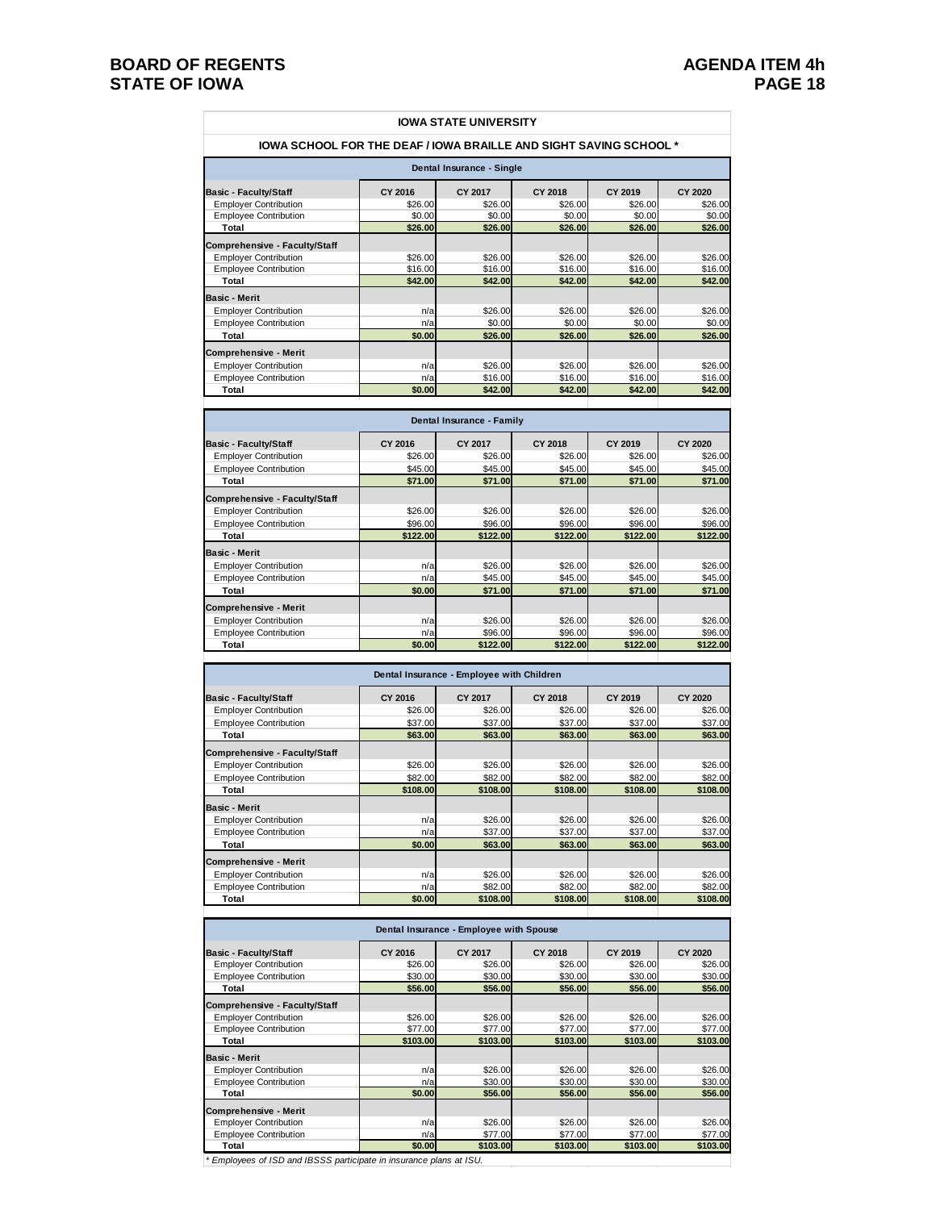**BOARD OF REGENTS**
**STATE OF IOWA**

**AGENDA ITEM 4h**

## IOWA STATE UNIVERSITY

### IOWA SCHOOL FOR THE DEAF / IOWA BRAILLE AND SIGHT SAVING SCHOOL *

**Dental Insurance - Single**

| Basic - Faculty/Staff | CY 2016 | CY 2017 | CY 2018 | CY 2019 | CY 2020 |
|---|---|---|---|---|---|
| Employer Contribution | $26.00 | $26.00 | $26.00 | $26.00 | $26.00 |
| Employee Contribution | $0.00 | $0.00 | $0.00 | $0.00 | $0.00 |
| Total | $26.00 | $26.00 | $26.00 | $26.00 | $26.00 |
| **Comprehensive - Faculty/Staff** | | | | | |
| Employer Contribution | $26.00 | $26.00 | $26.00 | $26.00 | $26.00 |
| Employee Contribution | $16.00 | $16.00 | $16.00 | $16.00 | $16.00 |
| Total | $42.00 | $42.00 | $42.00 | $42.00 | $42.00 |
| **Basic - Merit** | | | | | |
| Employer Contribution | n/a | $26.00 | $26.00 | $26.00 | $26.00 |
| Employee Contribution | n/a | $0.00 | $0.00 | $0.00 | $0.00 |
| Total | $0.00 | $26.00 | $26.00 | $26.00 | $26.00 |
| **Comprehensive - Merit** | | | | | |
| Employer Contribution | n/a | $26.00 | $26.00 | $26.00 | $26.00 |
| Employee Contribution | n/a | $16.00 | $16.00 | $16.00 | $16.00 |
| Total | $0.00 | $42.00 | $42.00 | $42.00 | $42.00 |

**Dental Insurance - Family**

| Basic - Faculty/Staff | CY 2016 | CY 2017 | CY 2018 | CY 2019 | CY 2020 |
|---|---|---|---|---|---|
| Employer Contribution | $26.00 | $26.00 | $26.00 | $26.00 | $26.00 |
| Employee Contribution | $45.00 | $45.00 | $45.00 | $45.00 | $45.00 |
| Total | $71.00 | $71.00 | $71.00 | $71.00 | $71.00 |
| **Comprehensive - Faculty/Staff** | | | | | |
| Employer Contribution | $26.00 | $26.00 | $26.00 | $26.00 | $26.00 |
| Employee Contribution | $96.00 | $96.00 | $96.00 | $96.00 | $96.00 |
| Total | $122.00 | $122.00 | $122.00 | $122.00 | $122.00 |
| **Basic - Merit** | | | | | |
| Employer Contribution | n/a | $26.00 | $26.00 | $26.00 | $26.00 |
| Employee Contribution | n/a | $45.00 | $45.00 | $45.00 | $45.00 |
| Total | $0.00 | $71.00 | $71.00 | $71.00 | $71.00 |
| **Comprehensive - Merit** | | | | | |
| Employer Contribution | n/a | $26.00 | $26.00 | $26.00 | $26.00 |
| Employee Contribution | n/a | $96.00 | $96.00 | $96.00 | $96.00 |
| Total | $0.00 | $122.00 | $122.00 | $122.00 | $122.00 |

**Dental Insurance - Employee with Children**

| Basic - Faculty/Staff | CY 2016 | CY 2017 | CY 2018 | CY 2019 | CY 2020 |
|---|---|---|---|---|---|
| Employer Contribution | $26.00 | $26.00 | $26.00 | $26.00 | $26.00 |
| Employee Contribution | $37.00 | $37.00 | $37.00 | $37.00 | $37.00 |
| Total | $63.00 | $63.00 | $63.00 | $63.00 | $63.00 |
| **Comprehensive - Faculty/Staff** | | | | | |
| Employer Contribution | $26.00 | $26.00 | $26.00 | $26.00 | $26.00 |
| Employee Contribution | $82.00 | $82.00 | $82.00 | $82.00 | $82.00 |
| Total | $108.00 | $108.00 | $108.00 | $108.00 | $108.00 |
| **Basic - Merit** | | | | | |
| Employer Contribution | n/a | $26.00 | $26.00 | $26.00 | $26.00 |
| Employee Contribution | n/a | $37.00 | $37.00 | $37.00 | $37.00 |
| Total | $0.00 | $63.00 | $63.00 | $63.00 | $63.00 |
| **Comprehensive - Merit** | | | | | |
| Employer Contribution | n/a | $26.00 | $26.00 | $26.00 | $26.00 |
| Employee Contribution | n/a | $82.00 | $82.00 | $82.00 | $82.00 |
| Total | $0.00 | $108.00 | $108.00 | $108.00 | $108.00 |

**Dental Insurance - Employee with Spouse**

| Basic - Faculty/Staff | CY 2016 | CY 2017 | CY 2018 | CY 2019 | CY 2020 |
|---|---|---|---|---|---|
| Employer Contribution | $26.00 | $26.00 | $26.00 | $26.00 | $26.00 |
| Employee Contribution | $30.00 | $30.00 | $30.00 | $30.00 | $30.00 |
| Total | $56.00 | $56.00 | $56.00 | $56.00 | $56.00 |
| **Comprehensive - Faculty/Staff** | | | | | |
| Employer Contribution | $26.00 | $26.00 | $26.00 | $26.00 | $26.00 |
| Employee Contribution | $77.00 | $77.00 | $77.00 | $77.00 | $77.00 |
| Total | $103.00 | $103.00 | $103.00 | $103.00 | $103.00 |
| **Basic - Merit** | | | | | |
| Employer Contribution | n/a | $26.00 | $26.00 | $26.00 | $26.00 |
| Employee Contribution | n/a | $30.00 | $30.00 | $30.00 | $30.00 |
| Total | $0.00 | $56.00 | $56.00 | $56.00 | $56.00 |
| **Comprehensive - Merit** | | | | | |
| Employer Contribution | n/a | $26.00 | $26.00 | $26.00 | $26.00 |
| Employee Contribution | n/a | $77.00 | $77.00 | $77.00 | $77.00 |
| Total | $0.00 | $103.00 | $103.00 | $103.00 | $103.00 |

*\* Employees of ISD and IBSSS participate in insurance plans at ISU.*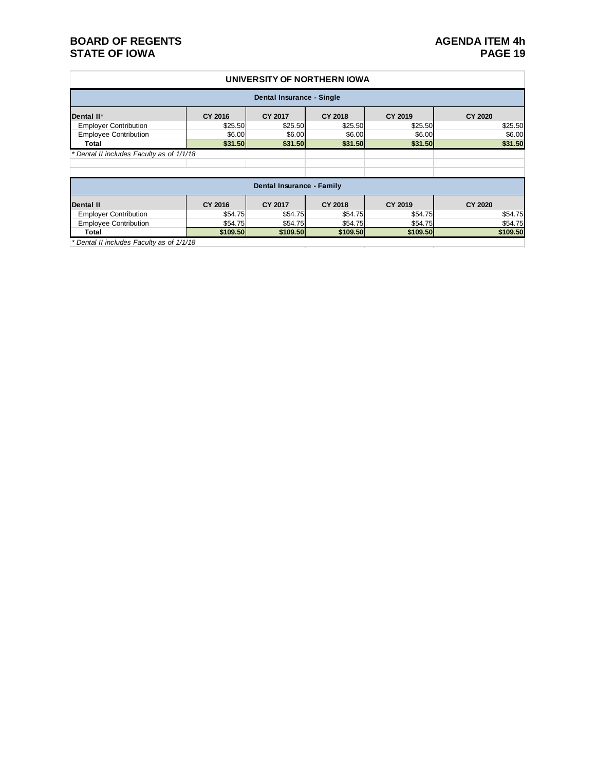## UNIVERSITY OF NORTHERN IOWA

### Dental Insurance - Single

| Dental II* | CY 2016 | CY 2017 | CY 2018 | CY 2019 | CY 2020 |
|---|---|---|---|---|---|
| Employer Contribution | $25.50 | $25.50 | $25.50 | $25.50 | $25.50 |
| Employee Contribution | $6.00 | $6.00 | $6.00 | $6.00 | $6.00 |
| **Total** | **$31.50** | **$31.50** | **$31.50** | **$31.50** | **$31.50** |

*\* Dental II includes Faculty as of 1/1/18*

### Dental Insurance - Family

| Dental II | CY 2016 | CY 2017 | CY 2018 | CY 2019 | CY 2020 |
|---|---|---|---|---|---|
| Employer Contribution | $54.75 | $54.75 | $54.75 | $54.75 | $54.75 |
| Employee Contribution | $54.75 | $54.75 | $54.75 | $54.75 | $54.75 |
| **Total** | **$109.50** | **$109.50** | **$109.50** | **$109.50** | **$109.50** |

*\* Dental II includes Faculty as of 1/1/18*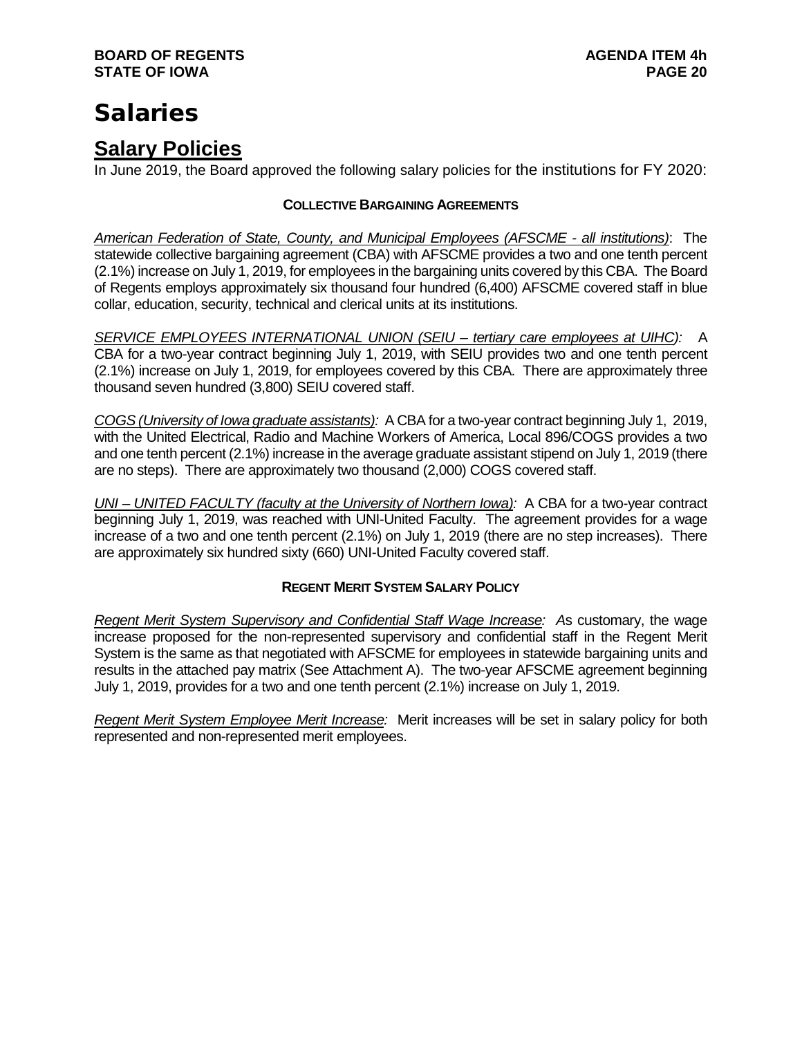# Salaries

## Salary Policies

In June 2019, the Board approved the following salary policies for the institutions for FY 2020:

### COLLECTIVE BARGAINING AGREEMENTS

*American Federation of State, County, and Municipal Employees (AFSCME - all institutions)*: The statewide collective bargaining agreement (CBA) with AFSCME provides a two and one tenth percent (2.1%) increase on July 1, 2019, for employees in the bargaining units covered by this CBA. The Board of Regents employs approximately six thousand four hundred (6,400) AFSCME covered staff in blue collar, education, security, technical and clerical units at its institutions.

*SERVICE EMPLOYEES INTERNATIONAL UNION (SEIU – tertiary care employees at UIHC):* A CBA for a two-year contract beginning July 1, 2019, with SEIU provides two and one tenth percent (2.1%) increase on July 1, 2019, for employees covered by this CBA. There are approximately three thousand seven hundred (3,800) SEIU covered staff.

*COGS (University of Iowa graduate assistants):* A CBA for a two-year contract beginning July 1, 2019, with the United Electrical, Radio and Machine Workers of America, Local 896/COGS provides a two and one tenth percent (2.1%) increase in the average graduate assistant stipend on July 1, 2019 (there are no steps). There are approximately two thousand (2,000) COGS covered staff.

*UNI – UNITED FACULTY (faculty at the University of Northern Iowa):* A CBA for a two-year contract beginning July 1, 2019, was reached with UNI-United Faculty. The agreement provides for a wage increase of a two and one tenth percent (2.1%) on July 1, 2019 (there are no step increases). There are approximately six hundred sixty (660) UNI-United Faculty covered staff.

### REGENT MERIT SYSTEM SALARY POLICY

*Regent Merit System Supervisory and Confidential Staff Wage Increase:* As customary, the wage increase proposed for the non-represented supervisory and confidential staff in the Regent Merit System is the same as that negotiated with AFSCME for employees in statewide bargaining units and results in the attached pay matrix (See Attachment A). The two-year AFSCME agreement beginning July 1, 2019, provides for a two and one tenth percent (2.1%) increase on July 1, 2019.

*Regent Merit System Employee Merit Increase:* Merit increases will be set in salary policy for both represented and non-represented merit employees.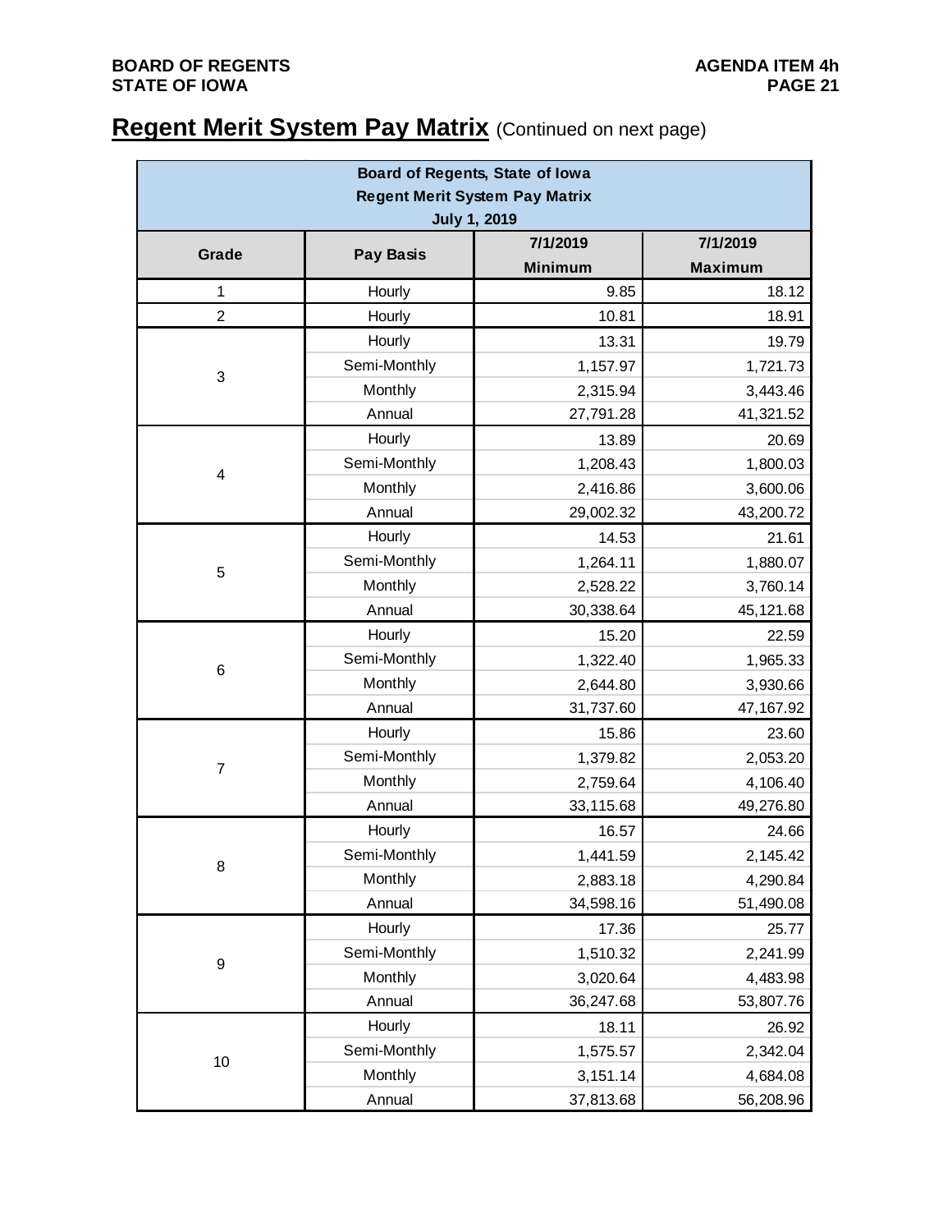# Regent Merit System Pay Matrix (Continued on next page)

| Board of Regents, State of Iowa<br>Regent Merit System Pay Matrix<br>July 1, 2019 | | | |
|---|---|---|---|
| **Grade** | **Pay Basis** | **7/1/2019 Minimum** | **7/1/2019 Maximum** |
| 1 | Hourly | 9.85 | 18.12 |
| 2 | Hourly | 10.81 | 18.91 |
| 3 | Hourly | 13.31 | 19.79 |
| | Semi-Monthly | 1,157.97 | 1,721.73 |
| | Monthly | 2,315.94 | 3,443.46 |
| | Annual | 27,791.28 | 41,321.52 |
| 4 | Hourly | 13.89 | 20.69 |
| | Semi-Monthly | 1,208.43 | 1,800.03 |
| | Monthly | 2,416.86 | 3,600.06 |
| | Annual | 29,002.32 | 43,200.72 |
| 5 | Hourly | 14.53 | 21.61 |
| | Semi-Monthly | 1,264.11 | 1,880.07 |
| | Monthly | 2,528.22 | 3,760.14 |
| | Annual | 30,338.64 | 45,121.68 |
| 6 | Hourly | 15.20 | 22.59 |
| | Semi-Monthly | 1,322.40 | 1,965.33 |
| | Monthly | 2,644.80 | 3,930.66 |
| | Annual | 31,737.60 | 47,167.92 |
| 7 | Hourly | 15.86 | 23.60 |
| | Semi-Monthly | 1,379.82 | 2,053.20 |
| | Monthly | 2,759.64 | 4,106.40 |
| | Annual | 33,115.68 | 49,276.80 |
| 8 | Hourly | 16.57 | 24.66 |
| | Semi-Monthly | 1,441.59 | 2,145.42 |
| | Monthly | 2,883.18 | 4,290.84 |
| | Annual | 34,598.16 | 51,490.08 |
| 9 | Hourly | 17.36 | 25.77 |
| | Semi-Monthly | 1,510.32 | 2,241.99 |
| | Monthly | 3,020.64 | 4,483.98 |
| | Annual | 36,247.68 | 53,807.76 |
| 10 | Hourly | 18.11 | 26.92 |
| | Semi-Monthly | 1,575.57 | 2,342.04 |
| | Monthly | 3,151.14 | 4,684.08 |
| | Annual | 37,813.68 | 56,208.96 |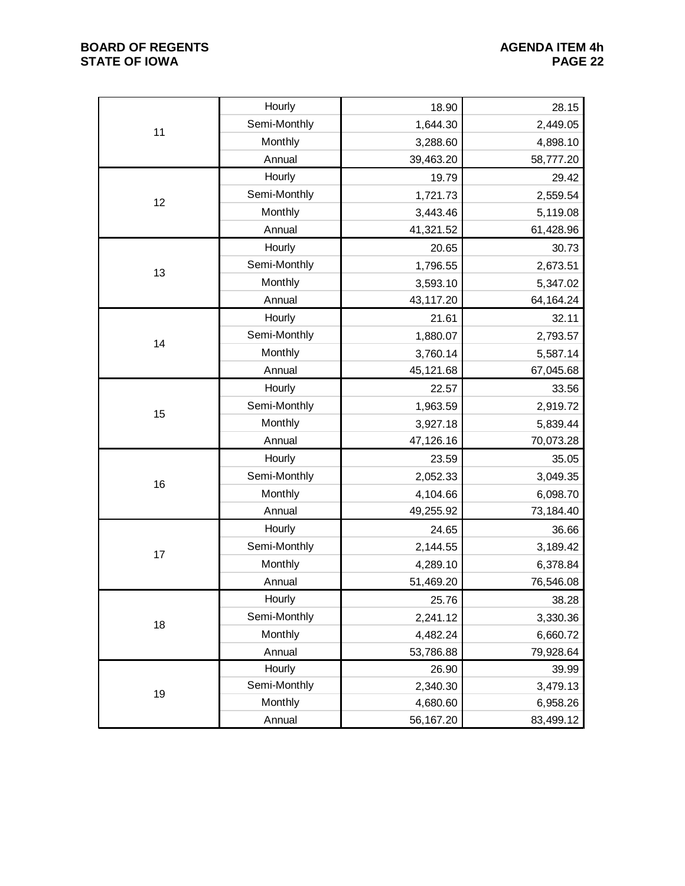| | | | |
|---|---|---|---|
| 11 | Hourly | 18.90 | 28.15 |
| | Semi-Monthly | 1,644.30 | 2,449.05 |
| | Monthly | 3,288.60 | 4,898.10 |
| | Annual | 39,463.20 | 58,777.20 |
| 12 | Hourly | 19.79 | 29.42 |
| | Semi-Monthly | 1,721.73 | 2,559.54 |
| | Monthly | 3,443.46 | 5,119.08 |
| | Annual | 41,321.52 | 61,428.96 |
| 13 | Hourly | 20.65 | 30.73 |
| | Semi-Monthly | 1,796.55 | 2,673.51 |
| | Monthly | 3,593.10 | 5,347.02 |
| | Annual | 43,117.20 | 64,164.24 |
| 14 | Hourly | 21.61 | 32.11 |
| | Semi-Monthly | 1,880.07 | 2,793.57 |
| | Monthly | 3,760.14 | 5,587.14 |
| | Annual | 45,121.68 | 67,045.68 |
| 15 | Hourly | 22.57 | 33.56 |
| | Semi-Monthly | 1,963.59 | 2,919.72 |
| | Monthly | 3,927.18 | 5,839.44 |
| | Annual | 47,126.16 | 70,073.28 |
| 16 | Hourly | 23.59 | 35.05 |
| | Semi-Monthly | 2,052.33 | 3,049.35 |
| | Monthly | 4,104.66 | 6,098.70 |
| | Annual | 49,255.92 | 73,184.40 |
| 17 | Hourly | 24.65 | 36.66 |
| | Semi-Monthly | 2,144.55 | 3,189.42 |
| | Monthly | 4,289.10 | 6,378.84 |
| | Annual | 51,469.20 | 76,546.08 |
| 18 | Hourly | 25.76 | 38.28 |
| | Semi-Monthly | 2,241.12 | 3,330.36 |
| | Monthly | 4,482.24 | 6,660.72 |
| | Annual | 53,786.88 | 79,928.64 |
| 19 | Hourly | 26.90 | 39.99 |
| | Semi-Monthly | 2,340.30 | 3,479.13 |
| | Monthly | 4,680.60 | 6,958.26 |
| | Annual | 56,167.20 | 83,499.12 |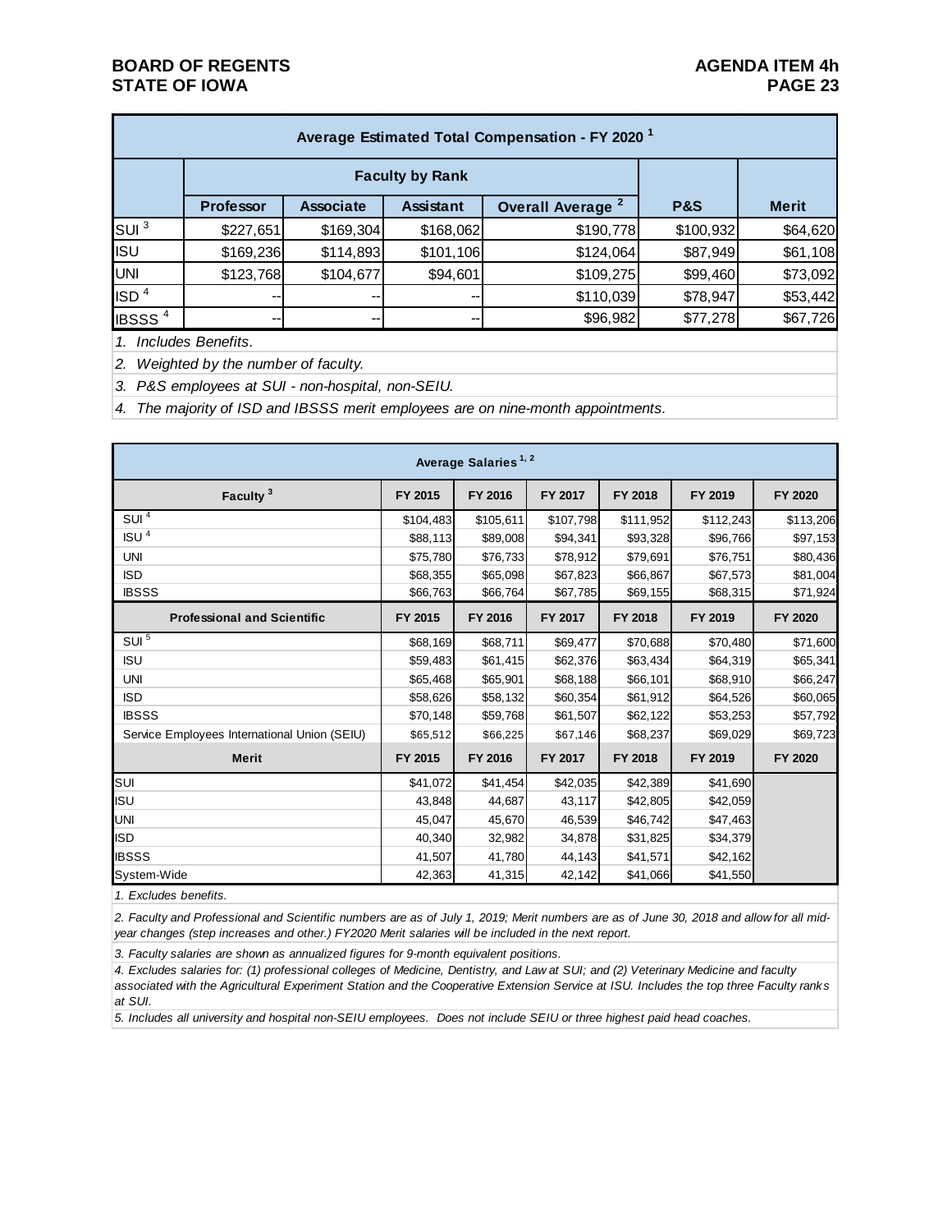| Average Estimated Total Compensation - FY 2020 [1] | | | | | | |
|---|---|---|---|---|---|---|
| | Faculty by Rank | | | | | |
| | Professor | Associate | Assistant | Overall Average [2] | P&S | Merit |
| SUI [3] | $227,651 | $169,304 | $168,062 | $190,778 | $100,932 | $64,620 |
| ISU | $169,236 | $114,893 | $101,106 | $124,064 | $87,949 | $61,108 |
| UNI | $123,768 | $104,677 | $94,601 | $109,275 | $99,460 | $73,092 |
| ISD [4] | -- | -- | -- | $110,039 | $78,947 | $53,442 |
| IBSSS [4] | -- | -- | -- | $96,982 | $77,278 | $67,726 |

*1. Includes Benefits.*

*2. Weighted by the number of faculty.*

*3. P&S employees at SUI - non-hospital, non-SEIU.*

*4. The majority of ISD and IBSSS merit employees are on nine-month appointments.*

| Average Salaries [1, 2] | | | | | | |
|---|---|---|---|---|---|---|
| **Faculty [3]** | **FY 2015** | **FY 2016** | **FY 2017** | **FY 2018** | **FY 2019** | **FY 2020** |
| SUI [4] | $104,483 | $105,611 | $107,798 | $111,952 | $112,243 | $113,206 |
| ISU [4] | $88,113 | $89,008 | $94,341 | $93,328 | $96,766 | $97,153 |
| UNI | $75,780 | $76,733 | $78,912 | $79,691 | $76,751 | $80,436 |
| ISD | $68,355 | $65,098 | $67,823 | $66,867 | $67,573 | $81,004 |
| IBSSS | $66,763 | $66,764 | $67,785 | $69,155 | $68,315 | $71,924 |
| **Professional and Scientific** | **FY 2015** | **FY 2016** | **FY 2017** | **FY 2018** | **FY 2019** | **FY 2020** |
| SUI [5] | $68,169 | $68,711 | $69,477 | $70,688 | $70,480 | $71,600 |
| ISU | $59,483 | $61,415 | $62,376 | $63,434 | $64,319 | $65,341 |
| UNI | $65,468 | $65,901 | $68,188 | $66,101 | $68,910 | $66,247 |
| ISD | $58,626 | $58,132 | $60,354 | $61,912 | $64,526 | $60,065 |
| IBSSS | $70,148 | $59,768 | $61,507 | $62,122 | $53,253 | $57,792 |
| Service Employees International Union (SEIU) | $65,512 | $66,225 | $67,146 | $68,237 | $69,029 | $69,723 |
| **Merit** | **FY 2015** | **FY 2016** | **FY 2017** | **FY 2018** | **FY 2019** | **FY 2020** |
| SUI | $41,072 | $41,454 | $42,035 | $42,389 | $41,690 | |
| ISU | 43,848 | 44,687 | 43,117 | $42,805 | $42,059 | |
| UNI | 45,047 | 45,670 | 46,539 | $46,742 | $47,463 | |
| ISD | 40,340 | 32,982 | 34,878 | $31,825 | $34,379 | |
| IBSSS | 41,507 | 41,780 | 44,143 | $41,571 | $42,162 | |
| System-Wide | 42,363 | 41,315 | 42,142 | $41,066 | $41,550 | |

*1. Excludes benefits.*

*2. Faculty and Professional and Scientific numbers are as of July 1, 2019; Merit numbers are as of June 30, 2018 and allow for all mid-year changes (step increases and other.) FY2020 Merit salaries will be included in the next report.*

*3. Faculty salaries are shown as annualized figures for 9-month equivalent positions.*

*4. Excludes salaries for: (1) professional colleges of Medicine, Dentistry, and Law at SUI; and (2) Veterinary Medicine and faculty associated with the Agricultural Experiment Station and the Cooperative Extension Service at ISU. Includes the top three Faculty ranks at SUI.*

*5. Includes all university and hospital non-SEIU employees. Does not include SEIU or three highest paid head coaches.*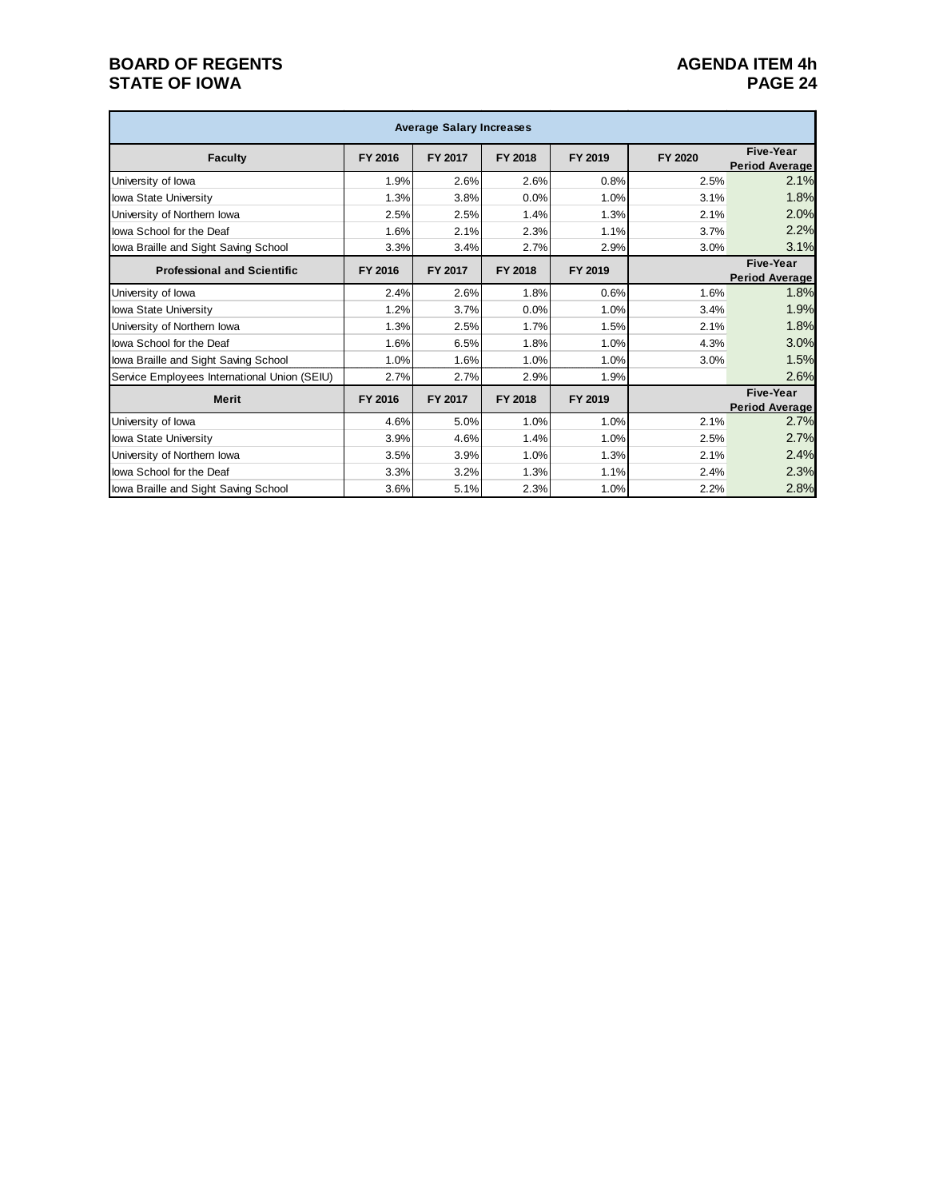| Average Salary Increases | | | | | | |
|---|---|---|---|---|---|---|
| **Faculty** | **FY 2016** | **FY 2017** | **FY 2018** | **FY 2019** | **FY 2020** | **Five-Year Period Average** |
| University of Iowa | 1.9% | 2.6% | 2.6% | 0.8% | 2.5% | 2.1% |
| Iowa State University | 1.3% | 3.8% | 0.0% | 1.0% | 3.1% | 1.8% |
| University of Northern Iowa | 2.5% | 2.5% | 1.4% | 1.3% | 2.1% | 2.0% |
| Iowa School for the Deaf | 1.6% | 2.1% | 2.3% | 1.1% | 3.7% | 2.2% |
| Iowa Braille and Sight Saving School | 3.3% | 3.4% | 2.7% | 2.9% | 3.0% | 3.1% |
| **Professional and Scientific** | **FY 2016** | **FY 2017** | **FY 2018** | **FY 2019** | | **Five-Year Period Average** |
| University of Iowa | 2.4% | 2.6% | 1.8% | 0.6% | 1.6% | 1.8% |
| Iowa State University | 1.2% | 3.7% | 0.0% | 1.0% | 3.4% | 1.9% |
| University of Northern Iowa | 1.3% | 2.5% | 1.7% | 1.5% | 2.1% | 1.8% |
| Iowa School for the Deaf | 1.6% | 6.5% | 1.8% | 1.0% | 4.3% | 3.0% |
| Iowa Braille and Sight Saving School | 1.0% | 1.6% | 1.0% | 1.0% | 3.0% | 1.5% |
| Service Employees International Union (SEIU) | 2.7% | 2.7% | 2.9% | 1.9% | | 2.6% |
| **Merit** | **FY 2016** | **FY 2017** | **FY 2018** | **FY 2019** | | **Five-Year Period Average** |
| University of Iowa | 4.6% | 5.0% | 1.0% | 1.0% | 2.1% | 2.7% |
| Iowa State University | 3.9% | 4.6% | 1.4% | 1.0% | 2.5% | 2.7% |
| University of Northern Iowa | 3.5% | 3.9% | 1.0% | 1.3% | 2.1% | 2.4% |
| Iowa School for the Deaf | 3.3% | 3.2% | 1.3% | 1.1% | 2.4% | 2.3% |
| Iowa Braille and Sight Saving School | 3.6% | 5.1% | 2.3% | 1.0% | 2.2% | 2.8% |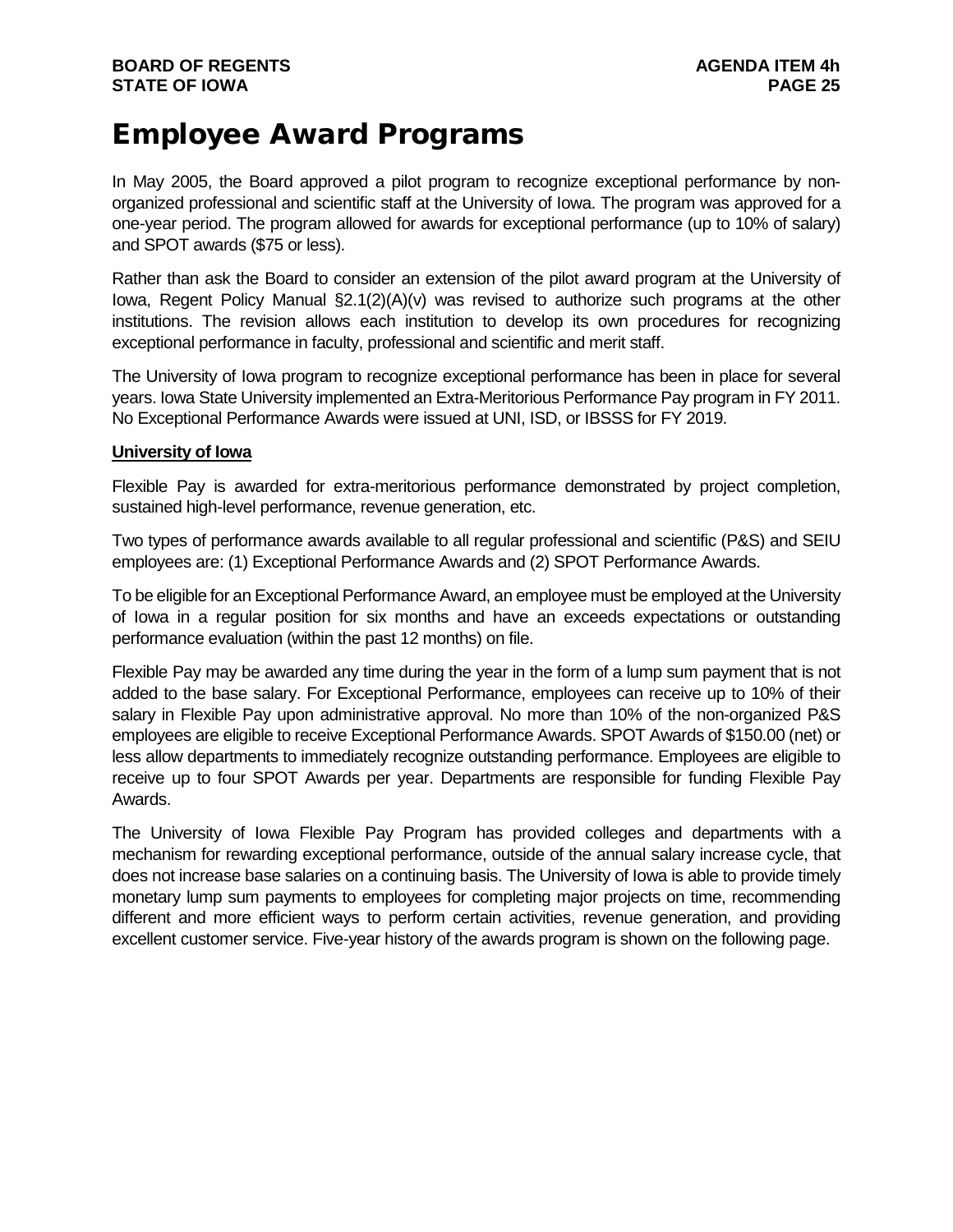# Employee Award Programs

In May 2005, the Board approved a pilot program to recognize exceptional performance by non-organized professional and scientific staff at the University of Iowa. The program was approved for a one-year period. The program allowed for awards for exceptional performance (up to 10% of salary) and SPOT awards ($75 or less).

Rather than ask the Board to consider an extension of the pilot award program at the University of Iowa, Regent Policy Manual §2.1(2)(A)(v) was revised to authorize such programs at the other institutions. The revision allows each institution to develop its own procedures for recognizing exceptional performance in faculty, professional and scientific and merit staff.

The University of Iowa program to recognize exceptional performance has been in place for several years. Iowa State University implemented an Extra-Meritorious Performance Pay program in FY 2011. No Exceptional Performance Awards were issued at UNI, ISD, or IBSSS for FY 2019.

**University of Iowa**

Flexible Pay is awarded for extra-meritorious performance demonstrated by project completion, sustained high-level performance, revenue generation, etc.

Two types of performance awards available to all regular professional and scientific (P&S) and SEIU employees are: (1) Exceptional Performance Awards and (2) SPOT Performance Awards.

To be eligible for an Exceptional Performance Award, an employee must be employed at the University of Iowa in a regular position for six months and have an exceeds expectations or outstanding performance evaluation (within the past 12 months) on file.

Flexible Pay may be awarded any time during the year in the form of a lump sum payment that is not added to the base salary. For Exceptional Performance, employees can receive up to 10% of their salary in Flexible Pay upon administrative approval. No more than 10% of the non-organized P&S employees are eligible to receive Exceptional Performance Awards. SPOT Awards of $150.00 (net) or less allow departments to immediately recognize outstanding performance. Employees are eligible to receive up to four SPOT Awards per year. Departments are responsible for funding Flexible Pay Awards.

The University of Iowa Flexible Pay Program has provided colleges and departments with a mechanism for rewarding exceptional performance, outside of the annual salary increase cycle, that does not increase base salaries on a continuing basis. The University of Iowa is able to provide timely monetary lump sum payments to employees for completing major projects on time, recommending different and more efficient ways to perform certain activities, revenue generation, and providing excellent customer service. Five-year history of the awards program is shown on the following page.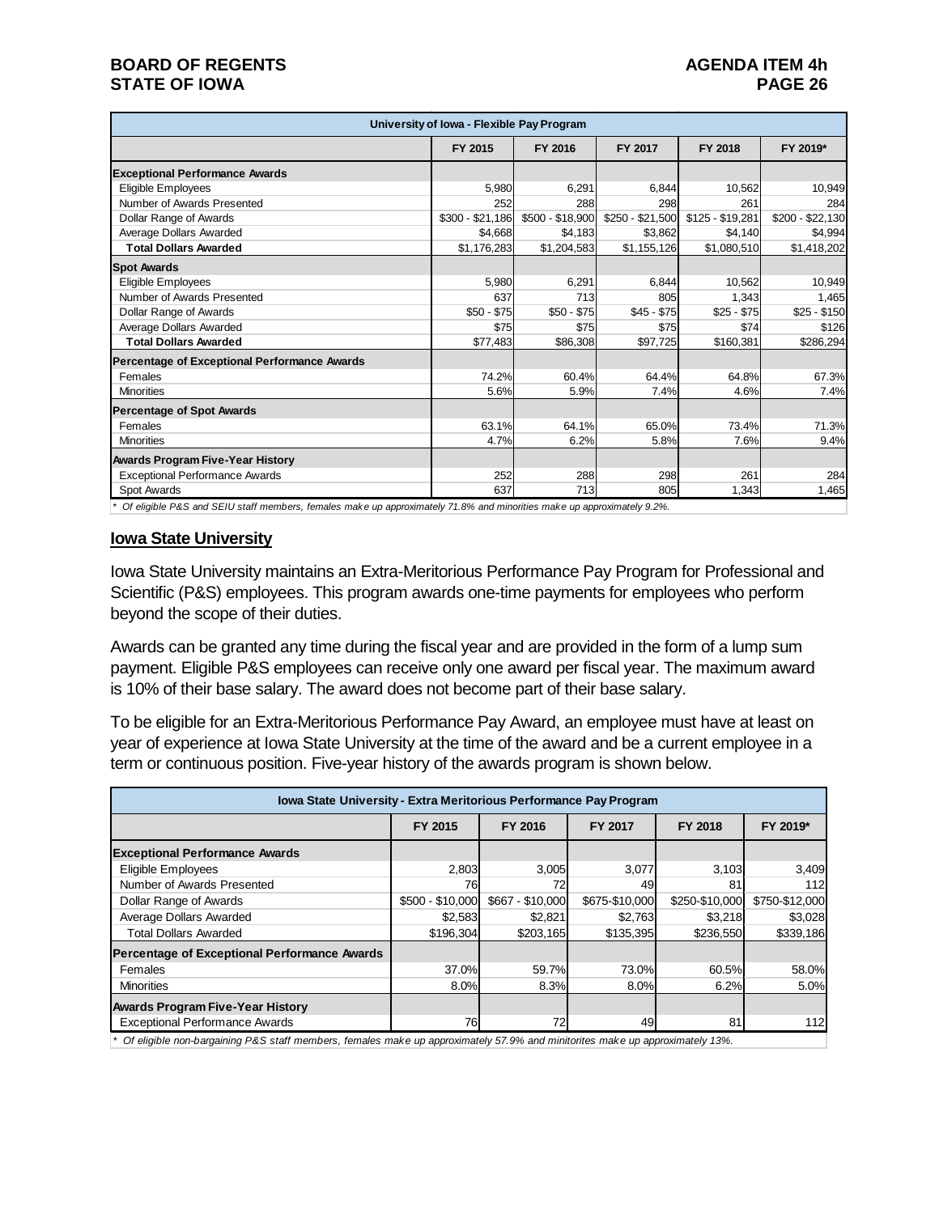| University of Iowa - Flexible Pay Program | | | | | |
|---|---|---|---|---|---|
| | FY 2015 | FY 2016 | FY 2017 | FY 2018 | FY 2019* |
| **Exceptional Performance Awards** | | | | | |
| Eligible Employees | 5,980 | 6,291 | 6,844 | 10,562 | 10,949 |
| Number of Awards Presented | 252 | 288 | 298 | 261 | 284 |
| Dollar Range of Awards | $300 - $21,186 | $500 - $18,900 | $250 - $21,500 | $125 - $19,281 | $200 - $22,130 |
| Average Dollars Awarded | $4,668 | $4,183 | $3,862 | $4,140 | $4,994 |
| **Total Dollars Awarded** | $1,176,283 | $1,204,583 | $1,155,126 | $1,080,510 | $1,418,202 |
| **Spot Awards** | | | | | |
| Eligible Employees | 5,980 | 6,291 | 6,844 | 10,562 | 10,949 |
| Number of Awards Presented | 637 | 713 | 805 | 1,343 | 1,465 |
| Dollar Range of Awards | $50 - $75 | $50 - $75 | $45 - $75 | $25 - $75 | $25 - $150 |
| Average Dollars Awarded | $75 | $75 | $75 | $74 | $126 |
| **Total Dollars Awarded** | $77,483 | $86,308 | $97,725 | $160,381 | $286,294 |
| **Percentage of Exceptional Performance Awards** | | | | | |
| Females | 74.2% | 60.4% | 64.4% | 64.8% | 67.3% |
| Minorities | 5.6% | 5.9% | 7.4% | 4.6% | 7.4% |
| **Percentage of Spot Awards** | | | | | |
| Females | 63.1% | 64.1% | 65.0% | 73.4% | 71.3% |
| Minorities | 4.7% | 6.2% | 5.8% | 7.6% | 9.4% |
| **Awards Program Five-Year History** | | | | | |
| Exceptional Performance Awards | 252 | 288 | 298 | 261 | 284 |
| Spot Awards | 637 | 713 | 805 | 1,343 | 1,465 |

*\* Of eligible P&S and SEIU staff members, females make up approximately 71.8% and minorities make up approximately 9.2%.*

## Iowa State University

Iowa State University maintains an Extra-Meritorious Performance Pay Program for Professional and Scientific (P&S) employees. This program awards one-time payments for employees who perform beyond the scope of their duties.

Awards can be granted any time during the fiscal year and are provided in the form of a lump sum payment. Eligible P&S employees can receive only one award per fiscal year. The maximum award is 10% of their base salary. The award does not become part of their base salary.

To be eligible for an Extra-Meritorious Performance Pay Award, an employee must have at least on year of experience at Iowa State University at the time of the award and be a current employee in a term or continuous position. Five-year history of the awards program is shown below.

| Iowa State University - Extra Meritorious Performance Pay Program | | | | | |
|---|---|---|---|---|---|
| | FY 2015 | FY 2016 | FY 2017 | FY 2018 | FY 2019* |
| **Exceptional Performance Awards** | | | | | |
| Eligible Employees | 2,803 | 3,005 | 3,077 | 3,103 | 3,409 |
| Number of Awards Presented | 76 | 72 | 49 | 81 | 112 |
| Dollar Range of Awards | $500 - $10,000 | $667 - $10,000 | $675-$10,000 | $250-$10,000 | $750-$12,000 |
| Average Dollars Awarded | $2,583 | $2,821 | $2,763 | $3,218 | $3,028 |
| Total Dollars Awarded | $196,304 | $203,165 | $135,395 | $236,550 | $339,186 |
| **Percentage of Exceptional Performance Awards** | | | | | |
| Females | 37.0% | 59.7% | 73.0% | 60.5% | 58.0% |
| Minorities | 8.0% | 8.3% | 8.0% | 6.2% | 5.0% |
| **Awards Program Five-Year History** | | | | | |
| Exceptional Performance Awards | 76 | 72 | 49 | 81 | 112 |

*\* Of eligible non-bargaining P&S staff members, females make up approximately 57.9% and minitorites make up approximately 13%.*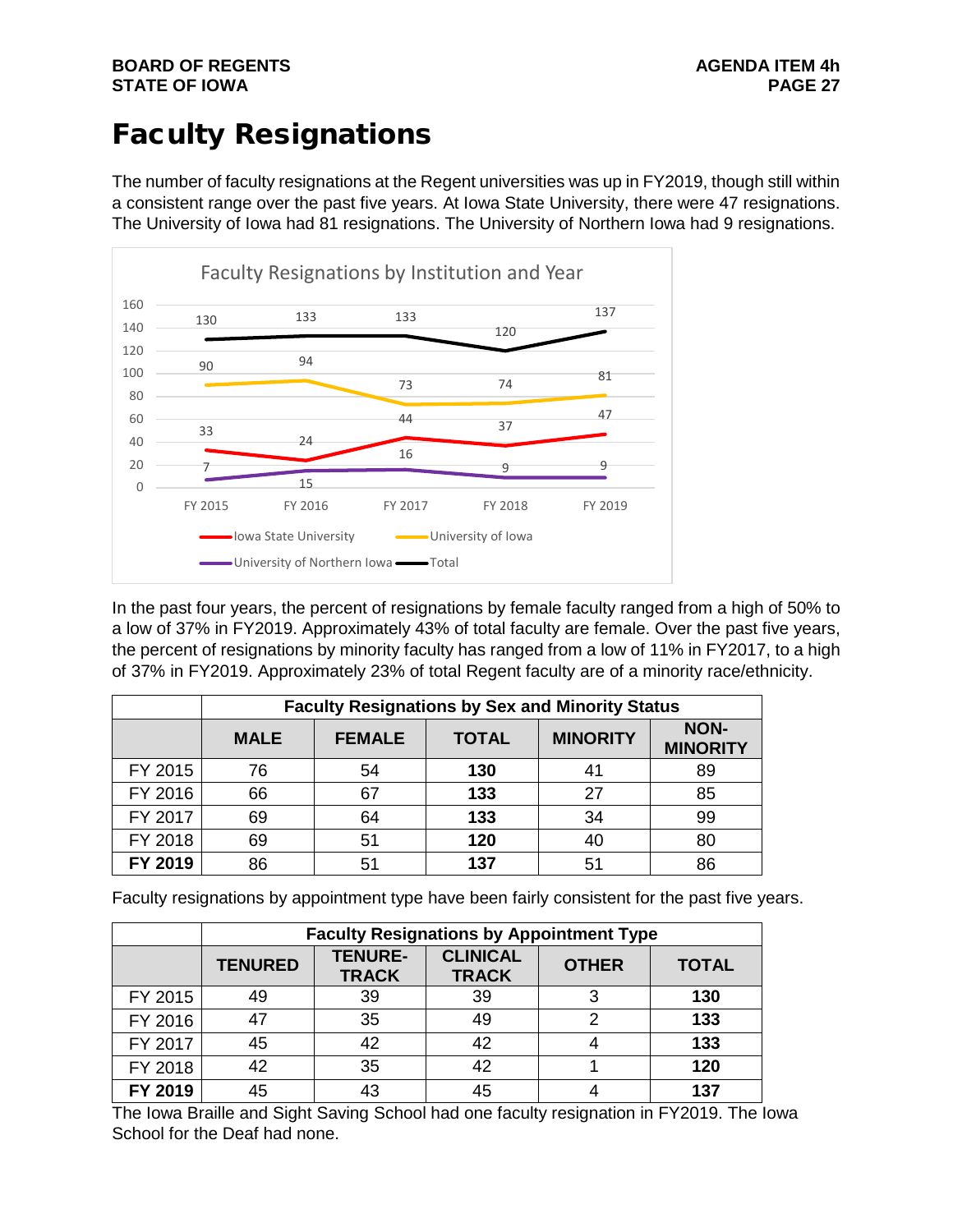# Faculty Resignations

The number of faculty resignations at the Regent universities was up in FY2019, though still within a consistent range over the past five years. At Iowa State University, there were 47 resignations. The University of Iowa had 81 resignations. The University of Northern Iowa had 9 resignations.

Faculty Resignations by Institution and Year

160
140
120
100
80
60
40
20
0

FY 2015 FY 2016 FY 2017 FY 2018 FY 2019

130 133 133 120 137

90 94 73 74 81

33 24 44 37 47

7 15 16 9 9

Iowa State University
University of Iowa
University of Northern Iowa
Total

In the past four years, the percent of resignations by female faculty ranged from a high of 50% to a low of 37% in FY2019. Approximately 43% of total faculty are female. Over the past five years, the percent of resignations by minority faculty has ranged from a low of 11% in FY2017, to a high of 37% in FY2019. Approximately 23% of total Regent faculty are of a minority race/ethnicity.

| | Faculty Resignations by Sex and Minority Status | | | | |
|---|---|---|---|---|---|
| | **MALE** | **FEMALE** | **TOTAL** | **MINORITY** | **NON-MINORITY** |
| FY 2015 | 76 | 54 | **130** | 41 | 89 |
| FY 2016 | 66 | 67 | **133** | 27 | 85 |
| FY 2017 | 69 | 64 | **133** | 34 | 99 |
| FY 2018 | 69 | 51 | **120** | 40 | 80 |
| **FY 2019** | 86 | 51 | **137** | 51 | 86 |

Faculty resignations by appointment type have been fairly consistent for the past five years.

| | Faculty Resignations by Appointment Type | | | | |
|---|---|---|---|---|---|
| | **TENURED** | **TENURE-TRACK** | **CLINICAL TRACK** | **OTHER** | **TOTAL** |
| FY 2015 | 49 | 39 | 39 | 3 | **130** |
| FY 2016 | 47 | 35 | 49 | 2 | **133** |
| FY 2017 | 45 | 42 | 42 | 4 | **133** |
| FY 2018 | 42 | 35 | 42 | 1 | **120** |
| **FY 2019** | 45 | 43 | 45 | 4 | **137** |

The Iowa Braille and Sight Saving School had one faculty resignation in FY2019. The Iowa School for the Deaf had none.